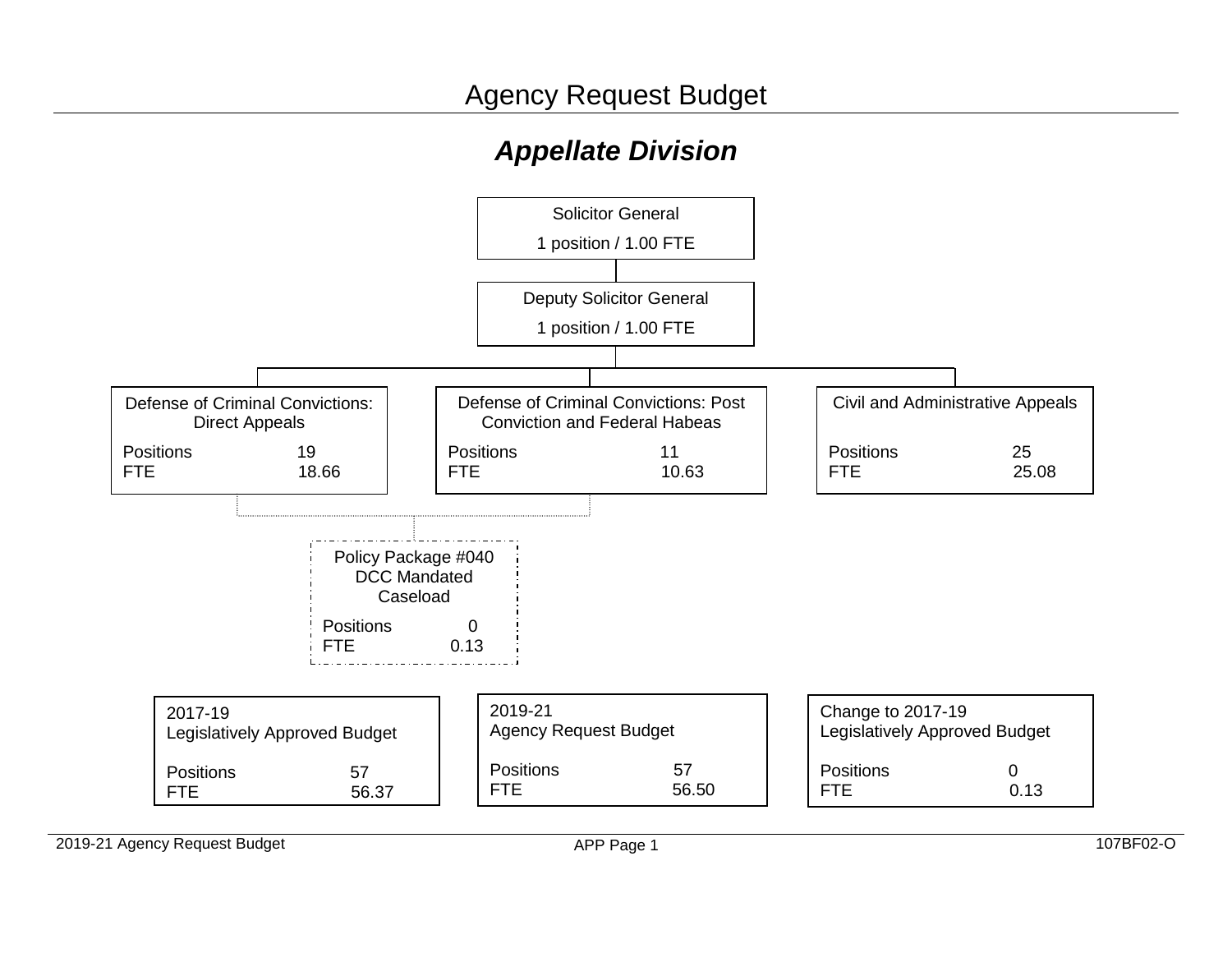# Agency Request Budget

## *Appellate Division*

**Solicitor General**
1 position / 1.00 FTE

**Deputy Solicitor General**
1 position / 1.00 FTE

**Defense of Criminal Convictions: Direct Appeals**

| | |
|---|---|
| Positions | 19 |
| FTE | 18.66 |

**Defense of Criminal Convictions: Post Conviction and Federal Habeas**

| | |
|---|---|
| Positions | 11 |
| FTE | 10.63 |

**Civil and Administrative Appeals**

| | |
|---|---|
| Positions | 25 |
| FTE | 25.08 |

**Policy Package #040 DCC Mandated Caseload**

| | |
|---|---|
| Positions | 0 |
| FTE | 0.13 |

**2017-19 Legislatively Approved Budget**

| | |
|---|---|
| Positions | 57 |
| FTE | 56.37 |

**2019-21 Agency Request Budget**

| | |
|---|---|
| Positions | 57 |
| FTE | 56.50 |

**Change to 2017-19 Legislatively Approved Budget**

| | |
|---|---|
| Positions | 0 |
| FTE | 0.13 |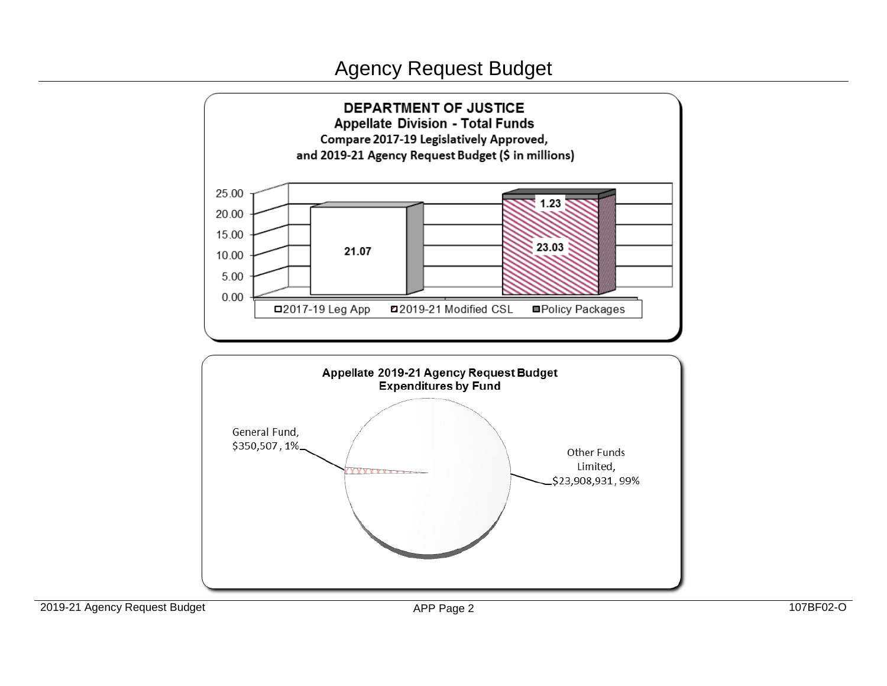# Agency Request Budget

**DEPARTMENT OF JUSTICE**
**Appellate Division - Total Funds**
**Compare 2017-19 Legislatively Approved, and 2019-21 Agency Request Budget ($ in millions)**

| | 2017-19 Leg App | 2019-21 Modified CSL | Policy Packages |
|---|---|---|---|
| 2017-19 | 21.07 | | |
| 2019-21 | | 23.03 | 1.23 |

**Appellate 2019-21 Agency Request Budget**
**Expenditures by Fund**

| Fund | Amount | Percent |
|---|---|---|
| General Fund | $350,507 | 1% |
| Other Funds Limited | $23,908,931 | 99% |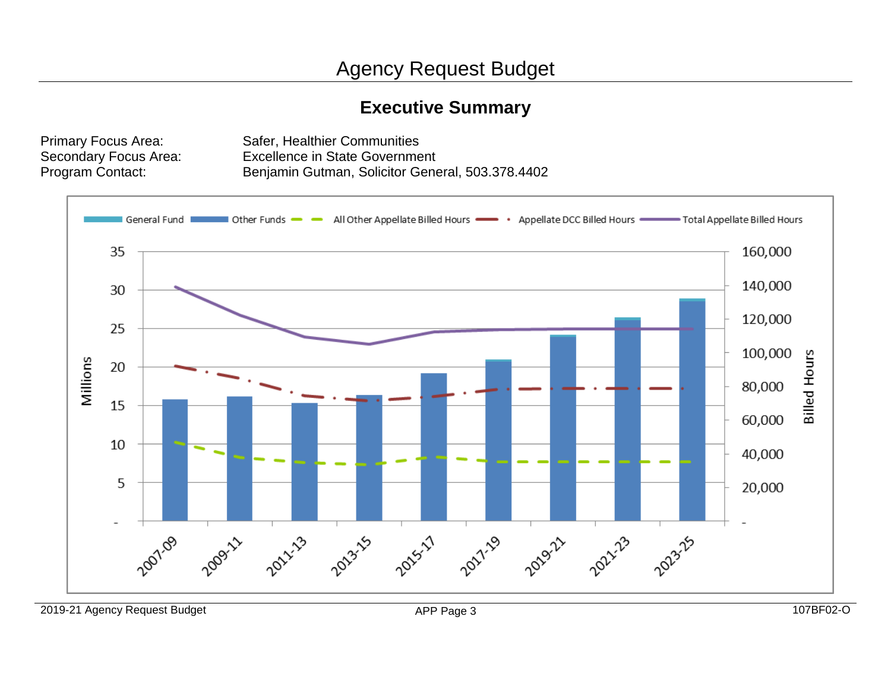# Agency Request Budget

## Executive Summary

Primary Focus Area: Safer, Healthier Communities
Secondary Focus Area: Excellence in State Government
Program Contact: Benjamin Gutman, Solicitor General, 503.378.4402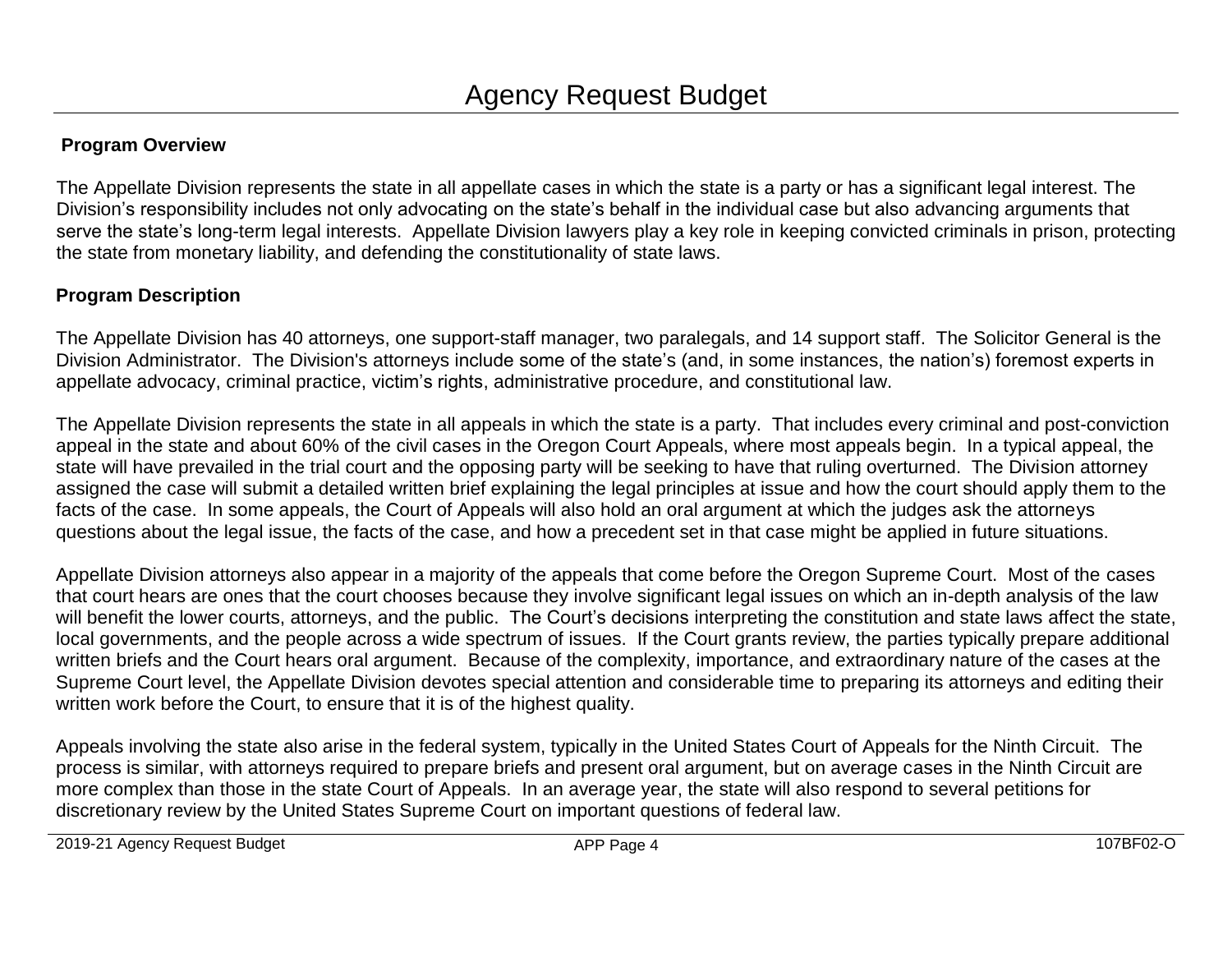# Agency Request Budget

## Program Overview

The Appellate Division represents the state in all appellate cases in which the state is a party or has a significant legal interest. The Division's responsibility includes not only advocating on the state's behalf in the individual case but also advancing arguments that serve the state's long-term legal interests. Appellate Division lawyers play a key role in keeping convicted criminals in prison, protecting the state from monetary liability, and defending the constitutionality of state laws.

## Program Description

The Appellate Division has 40 attorneys, one support-staff manager, two paralegals, and 14 support staff. The Solicitor General is the Division Administrator. The Division's attorneys include some of the state's (and, in some instances, the nation's) foremost experts in appellate advocacy, criminal practice, victim's rights, administrative procedure, and constitutional law.

The Appellate Division represents the state in all appeals in which the state is a party. That includes every criminal and post-conviction appeal in the state and about 60% of the civil cases in the Oregon Court Appeals, where most appeals begin. In a typical appeal, the state will have prevailed in the trial court and the opposing party will be seeking to have that ruling overturned. The Division attorney assigned the case will submit a detailed written brief explaining the legal principles at issue and how the court should apply them to the facts of the case. In some appeals, the Court of Appeals will also hold an oral argument at which the judges ask the attorneys questions about the legal issue, the facts of the case, and how a precedent set in that case might be applied in future situations.

Appellate Division attorneys also appear in a majority of the appeals that come before the Oregon Supreme Court. Most of the cases that court hears are ones that the court chooses because they involve significant legal issues on which an in-depth analysis of the law will benefit the lower courts, attorneys, and the public. The Court's decisions interpreting the constitution and state laws affect the state, local governments, and the people across a wide spectrum of issues. If the Court grants review, the parties typically prepare additional written briefs and the Court hears oral argument. Because of the complexity, importance, and extraordinary nature of the cases at the Supreme Court level, the Appellate Division devotes special attention and considerable time to preparing its attorneys and editing their written work before the Court, to ensure that it is of the highest quality.

Appeals involving the state also arise in the federal system, typically in the United States Court of Appeals for the Ninth Circuit. The process is similar, with attorneys required to prepare briefs and present oral argument, but on average cases in the Ninth Circuit are more complex than those in the state Court of Appeals. In an average year, the state will also respond to several petitions for discretionary review by the United States Supreme Court on important questions of federal law.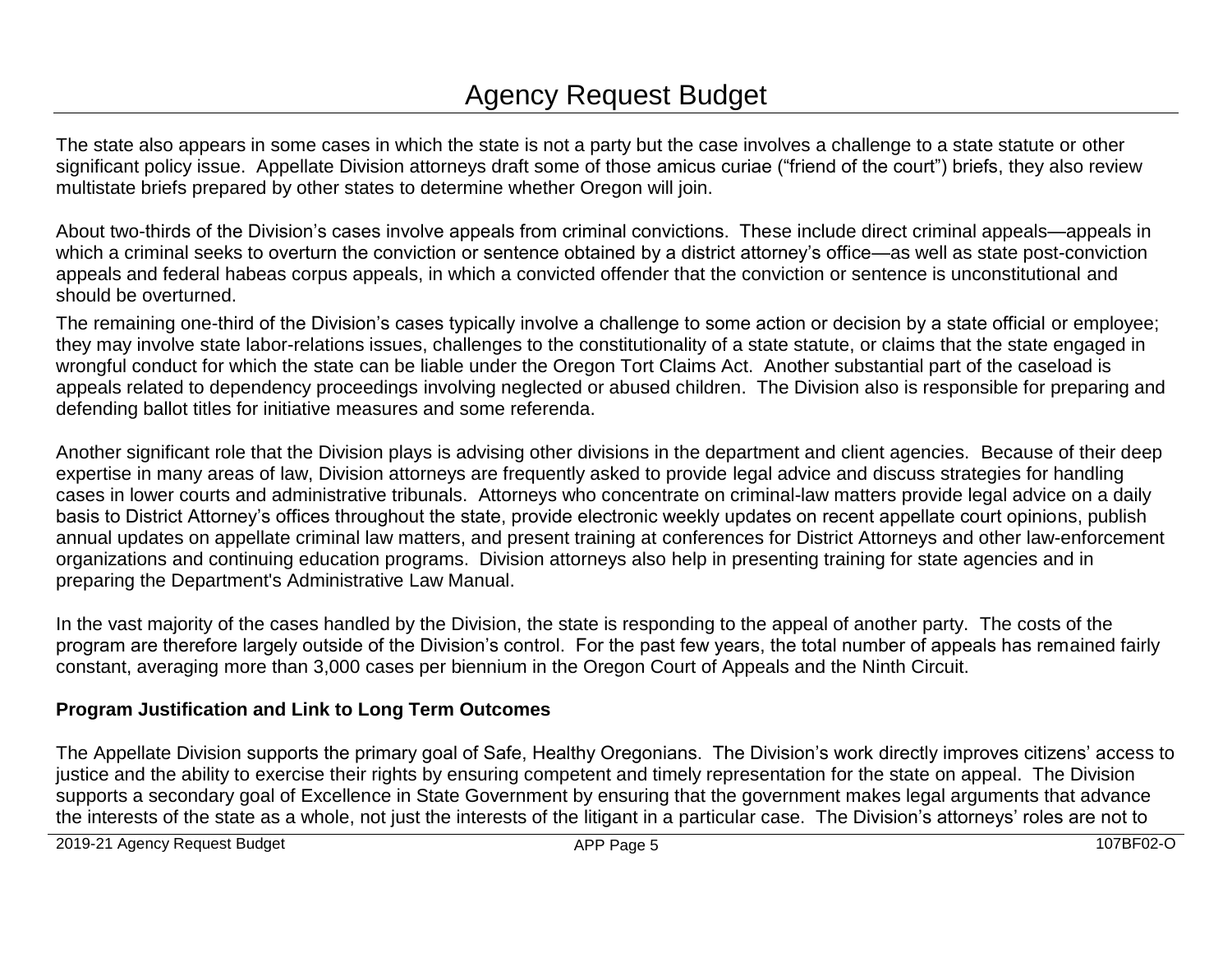The state also appears in some cases in which the state is not a party but the case involves a challenge to a state statute or other significant policy issue. Appellate Division attorneys draft some of those amicus curiae ("friend of the court") briefs, they also review multistate briefs prepared by other states to determine whether Oregon will join.

About two-thirds of the Division's cases involve appeals from criminal convictions. These include direct criminal appeals—appeals in which a criminal seeks to overturn the conviction or sentence obtained by a district attorney's office—as well as state post-conviction appeals and federal habeas corpus appeals, in which a convicted offender that the conviction or sentence is unconstitutional and should be overturned.

The remaining one-third of the Division's cases typically involve a challenge to some action or decision by a state official or employee; they may involve state labor-relations issues, challenges to the constitutionality of a state statute, or claims that the state engaged in wrongful conduct for which the state can be liable under the Oregon Tort Claims Act. Another substantial part of the caseload is appeals related to dependency proceedings involving neglected or abused children. The Division also is responsible for preparing and defending ballot titles for initiative measures and some referenda.

Another significant role that the Division plays is advising other divisions in the department and client agencies. Because of their deep expertise in many areas of law, Division attorneys are frequently asked to provide legal advice and discuss strategies for handling cases in lower courts and administrative tribunals. Attorneys who concentrate on criminal-law matters provide legal advice on a daily basis to District Attorney's offices throughout the state, provide electronic weekly updates on recent appellate court opinions, publish annual updates on appellate criminal law matters, and present training at conferences for District Attorneys and other law-enforcement organizations and continuing education programs. Division attorneys also help in presenting training for state agencies and in preparing the Department's Administrative Law Manual.

In the vast majority of the cases handled by the Division, the state is responding to the appeal of another party. The costs of the program are therefore largely outside of the Division's control. For the past few years, the total number of appeals has remained fairly constant, averaging more than 3,000 cases per biennium in the Oregon Court of Appeals and the Ninth Circuit.

**Program Justification and Link to Long Term Outcomes**

The Appellate Division supports the primary goal of Safe, Healthy Oregonians. The Division's work directly improves citizens' access to justice and the ability to exercise their rights by ensuring competent and timely representation for the state on appeal. The Division supports a secondary goal of Excellence in State Government by ensuring that the government makes legal arguments that advance the interests of the state as a whole, not just the interests of the litigant in a particular case. The Division's attorneys' roles are not to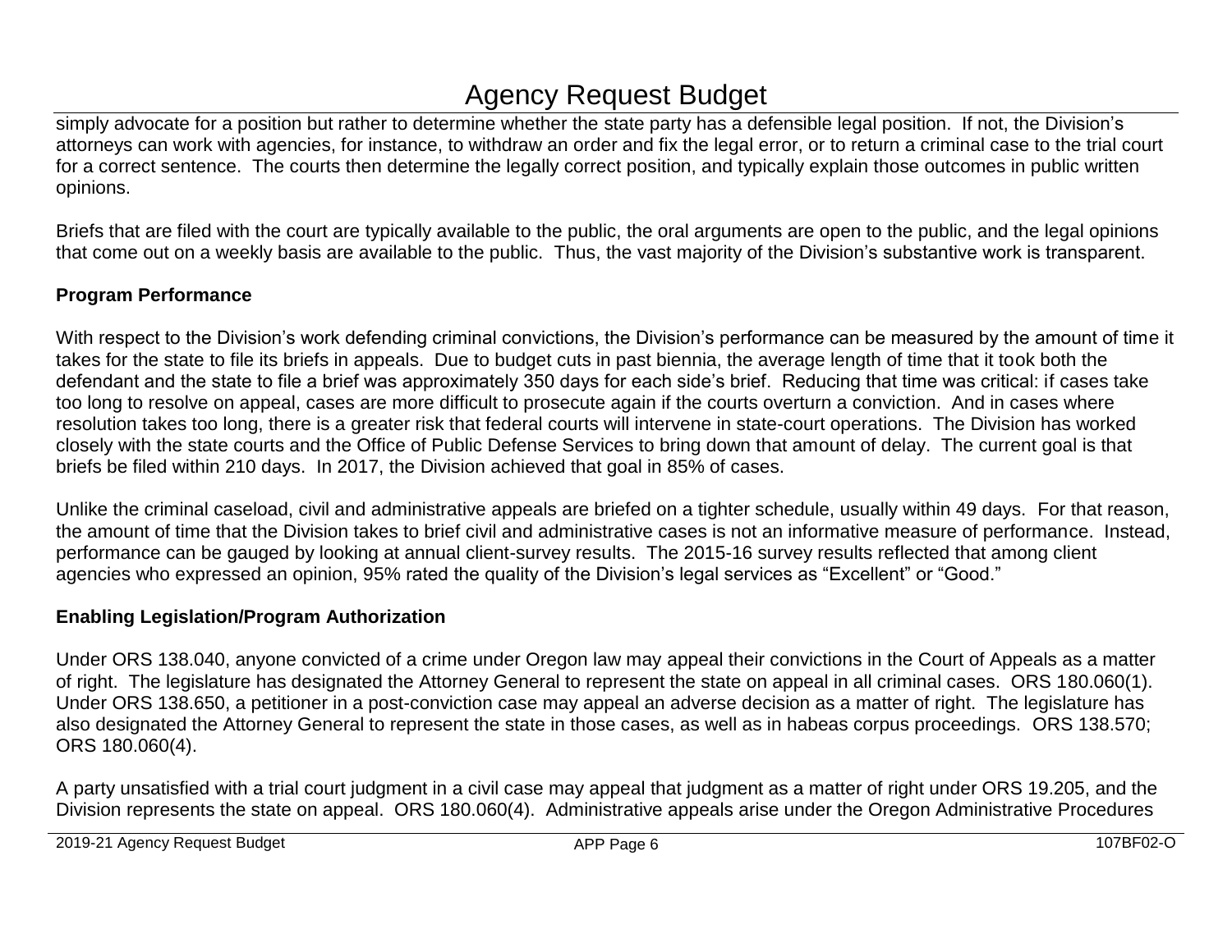simply advocate for a position but rather to determine whether the state party has a defensible legal position. If not, the Division's attorneys can work with agencies, for instance, to withdraw an order and fix the legal error, or to return a criminal case to the trial court for a correct sentence. The courts then determine the legally correct position, and typically explain those outcomes in public written opinions.

Briefs that are filed with the court are typically available to the public, the oral arguments are open to the public, and the legal opinions that come out on a weekly basis are available to the public. Thus, the vast majority of the Division's substantive work is transparent.

**Program Performance**

With respect to the Division's work defending criminal convictions, the Division's performance can be measured by the amount of time it takes for the state to file its briefs in appeals. Due to budget cuts in past biennia, the average length of time that it took both the defendant and the state to file a brief was approximately 350 days for each side's brief. Reducing that time was critical: if cases take too long to resolve on appeal, cases are more difficult to prosecute again if the courts overturn a conviction. And in cases where resolution takes too long, there is a greater risk that federal courts will intervene in state-court operations. The Division has worked closely with the state courts and the Office of Public Defense Services to bring down that amount of delay. The current goal is that briefs be filed within 210 days. In 2017, the Division achieved that goal in 85% of cases.

Unlike the criminal caseload, civil and administrative appeals are briefed on a tighter schedule, usually within 49 days. For that reason, the amount of time that the Division takes to brief civil and administrative cases is not an informative measure of performance. Instead, performance can be gauged by looking at annual client-survey results. The 2015-16 survey results reflected that among client agencies who expressed an opinion, 95% rated the quality of the Division's legal services as "Excellent" or "Good."

**Enabling Legislation/Program Authorization**

Under ORS 138.040, anyone convicted of a crime under Oregon law may appeal their convictions in the Court of Appeals as a matter of right. The legislature has designated the Attorney General to represent the state on appeal in all criminal cases. ORS 180.060(1). Under ORS 138.650, a petitioner in a post-conviction case may appeal an adverse decision as a matter of right. The legislature has also designated the Attorney General to represent the state in those cases, as well as in habeas corpus proceedings. ORS 138.570; ORS 180.060(4).

A party unsatisfied with a trial court judgment in a civil case may appeal that judgment as a matter of right under ORS 19.205, and the Division represents the state on appeal. ORS 180.060(4). Administrative appeals arise under the Oregon Administrative Procedures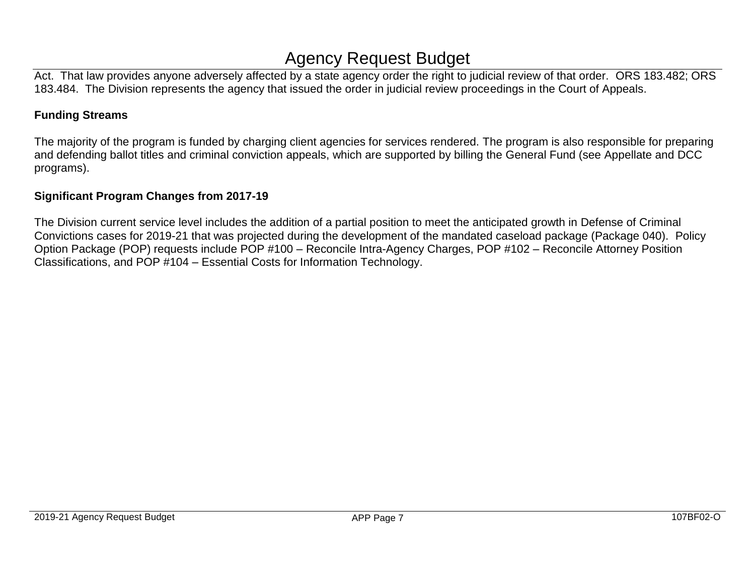Act. That law provides anyone adversely affected by a state agency order the right to judicial review of that order. ORS 183.482; ORS 183.484. The Division represents the agency that issued the order in judicial review proceedings in the Court of Appeals.

**Funding Streams**

The majority of the program is funded by charging client agencies for services rendered. The program is also responsible for preparing and defending ballot titles and criminal conviction appeals, which are supported by billing the General Fund (see Appellate and DCC programs).

**Significant Program Changes from 2017-19**

The Division current service level includes the addition of a partial position to meet the anticipated growth in Defense of Criminal Convictions cases for 2019-21 that was projected during the development of the mandated caseload package (Package 040). Policy Option Package (POP) requests include POP #100 – Reconcile Intra-Agency Charges, POP #102 – Reconcile Attorney Position Classifications, and POP #104 – Essential Costs for Information Technology.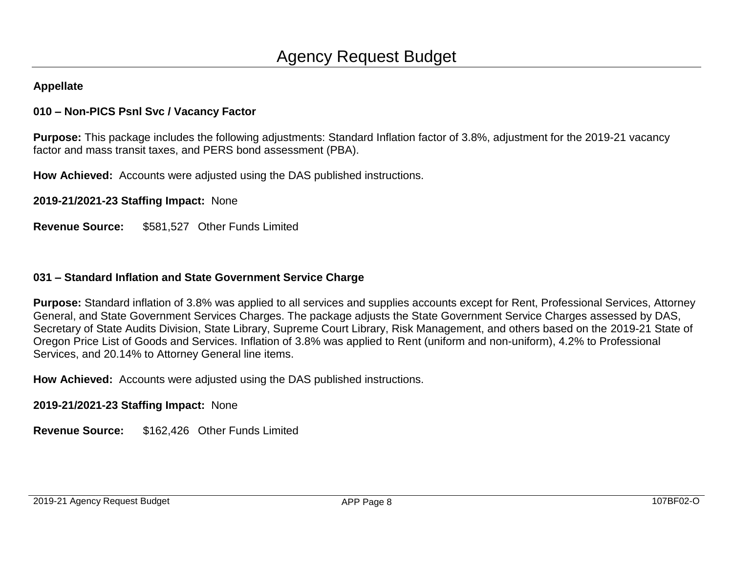# Agency Request Budget

**Appellate**

**010 – Non-PICS Psnl Svc / Vacancy Factor**

**Purpose:** This package includes the following adjustments: Standard Inflation factor of 3.8%, adjustment for the 2019-21 vacancy factor and mass transit taxes, and PERS bond assessment (PBA).

**How Achieved:** Accounts were adjusted using the DAS published instructions.

**2019-21/2021-23 Staffing Impact:** None

**Revenue Source:** $581,527 Other Funds Limited

**031 – Standard Inflation and State Government Service Charge**

**Purpose:** Standard inflation of 3.8% was applied to all services and supplies accounts except for Rent, Professional Services, Attorney General, and State Government Services Charges. The package adjusts the State Government Service Charges assessed by DAS, Secretary of State Audits Division, State Library, Supreme Court Library, Risk Management, and others based on the 2019-21 State of Oregon Price List of Goods and Services. Inflation of 3.8% was applied to Rent (uniform and non-uniform), 4.2% to Professional Services, and 20.14% to Attorney General line items.

**How Achieved:** Accounts were adjusted using the DAS published instructions.

**2019-21/2021-23 Staffing Impact:** None

**Revenue Source:** $162,426 Other Funds Limited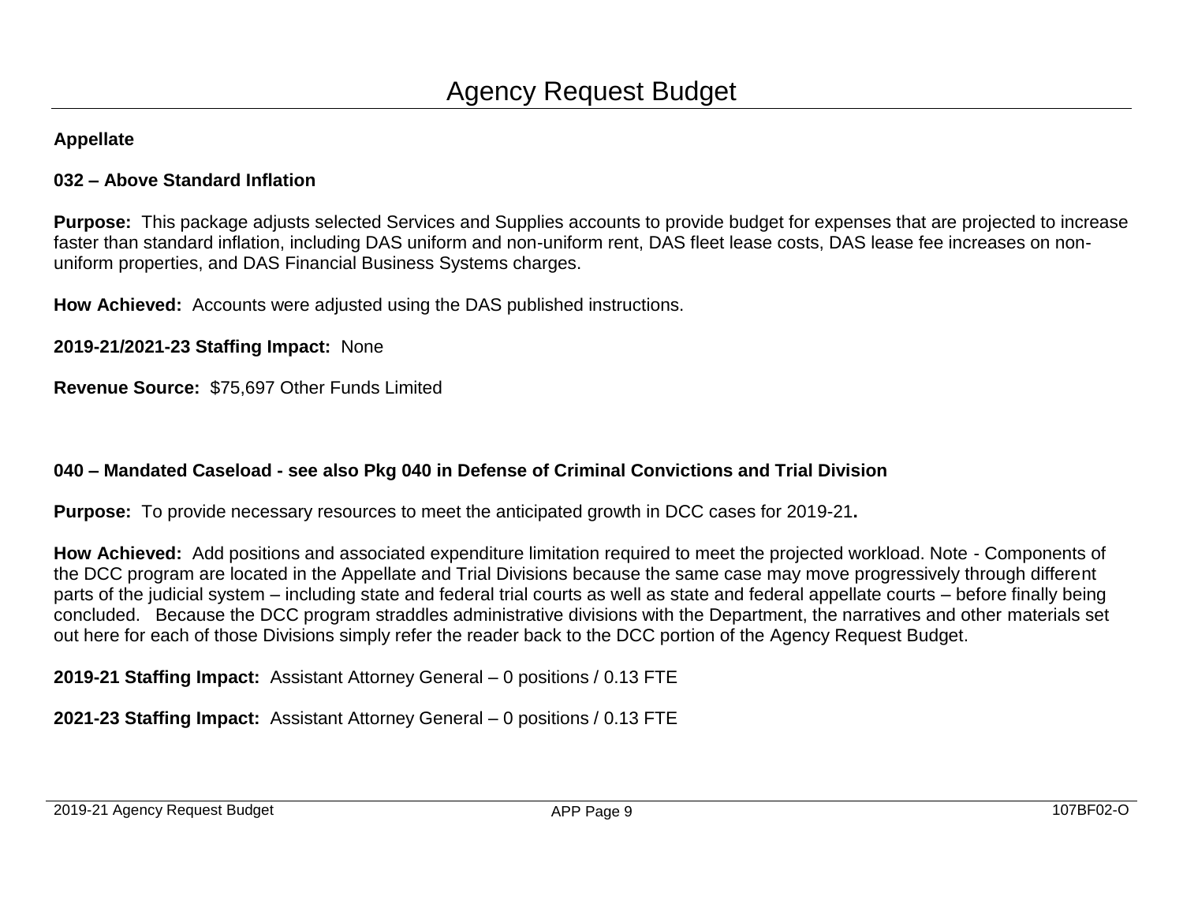# Agency Request Budget

**Appellate**

**032 – Above Standard Inflation**

**Purpose:** This package adjusts selected Services and Supplies accounts to provide budget for expenses that are projected to increase faster than standard inflation, including DAS uniform and non-uniform rent, DAS fleet lease costs, DAS lease fee increases on non-uniform properties, and DAS Financial Business Systems charges.

**How Achieved:** Accounts were adjusted using the DAS published instructions.

**2019-21/2021-23 Staffing Impact:** None

**Revenue Source:** $75,697 Other Funds Limited

**040 – Mandated Caseload - see also Pkg 040 in Defense of Criminal Convictions and Trial Division**

**Purpose:** To provide necessary resources to meet the anticipated growth in DCC cases for 2019-21**.**

**How Achieved:** Add positions and associated expenditure limitation required to meet the projected workload. Note - Components of the DCC program are located in the Appellate and Trial Divisions because the same case may move progressively through different parts of the judicial system – including state and federal trial courts as well as state and federal appellate courts – before finally being concluded. Because the DCC program straddles administrative divisions with the Department, the narratives and other materials set out here for each of those Divisions simply refer the reader back to the DCC portion of the Agency Request Budget.

**2019-21 Staffing Impact:** Assistant Attorney General – 0 positions / 0.13 FTE

**2021-23 Staffing Impact:** Assistant Attorney General – 0 positions / 0.13 FTE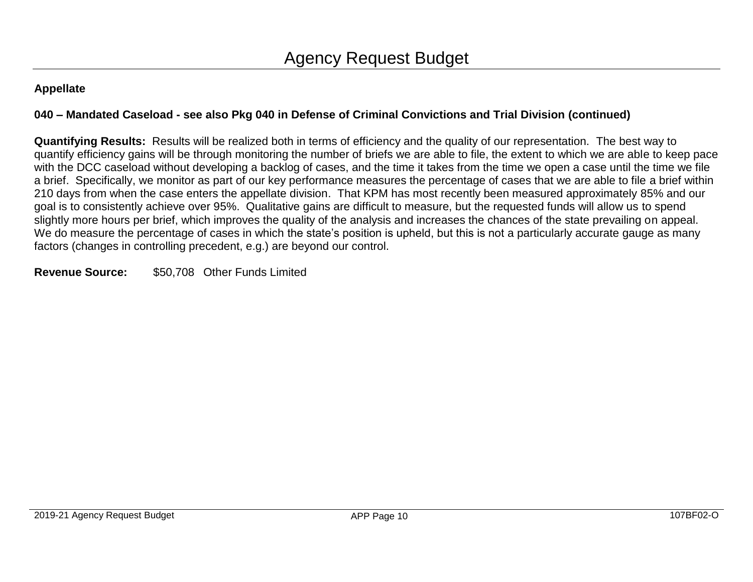# Agency Request Budget

**Appellate**

**040 – Mandated Caseload - see also Pkg 040 in Defense of Criminal Convictions and Trial Division (continued)**

**Quantifying Results:** Results will be realized both in terms of efficiency and the quality of our representation. The best way to quantify efficiency gains will be through monitoring the number of briefs we are able to file, the extent to which we are able to keep pace with the DCC caseload without developing a backlog of cases, and the time it takes from the time we open a case until the time we file a brief. Specifically, we monitor as part of our key performance measures the percentage of cases that we are able to file a brief within 210 days from when the case enters the appellate division. That KPM has most recently been measured approximately 85% and our goal is to consistently achieve over 95%. Qualitative gains are difficult to measure, but the requested funds will allow us to spend slightly more hours per brief, which improves the quality of the analysis and increases the chances of the state prevailing on appeal. We do measure the percentage of cases in which the state's position is upheld, but this is not a particularly accurate gauge as many factors (changes in controlling precedent, e.g.) are beyond our control.

**Revenue Source:** $50,708 Other Funds Limited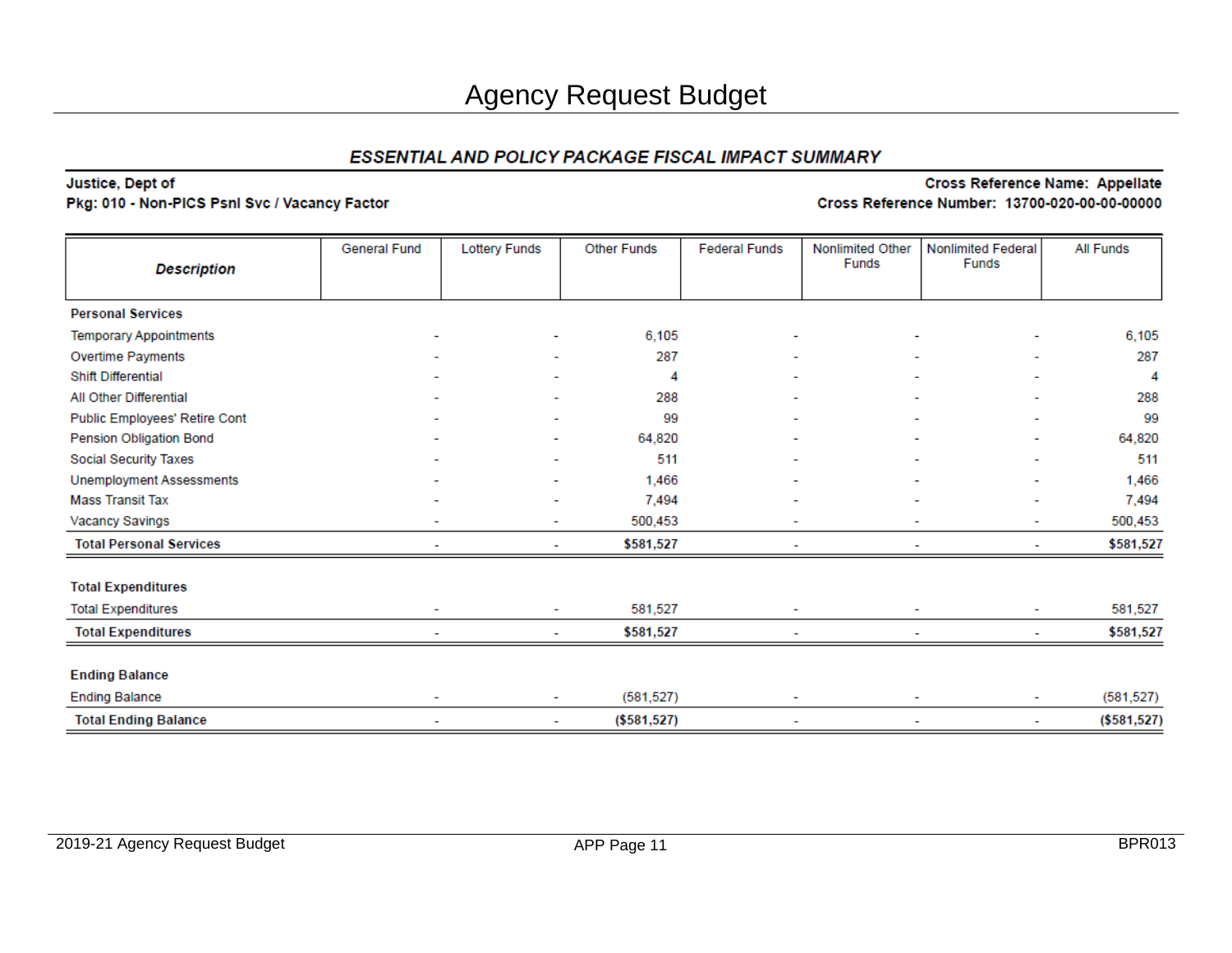# Agency Request Budget

## ESSENTIAL AND POLICY PACKAGE FISCAL IMPACT SUMMARY

**Justice, Dept of**
**Pkg: 010 - Non-PICS Psnl Svc / Vacancy Factor**

**Cross Reference Name: Appellate**
**Cross Reference Number: 13700-020-00-00-00000**

| Description | General Fund | Lottery Funds | Other Funds | Federal Funds | Nonlimited Other Funds | Nonlimited Federal Funds | All Funds |
|---|---|---|---|---|---|---|---|
| **Personal Services** | | | | | | | |
| Temporary Appointments | - | - | 6,105 | - | - | - | 6,105 |
| Overtime Payments | - | - | 287 | - | - | - | 287 |
| Shift Differential | - | - | 4 | - | - | - | 4 |
| All Other Differential | - | - | 288 | - | - | - | 288 |
| Public Employees' Retire Cont | - | - | 99 | - | - | - | 99 |
| Pension Obligation Bond | - | - | 64,820 | - | - | - | 64,820 |
| Social Security Taxes | - | - | 511 | - | - | - | 511 |
| Unemployment Assessments | - | - | 1,466 | - | - | - | 1,466 |
| Mass Transit Tax | - | - | 7,494 | - | - | - | 7,494 |
| Vacancy Savings | - | - | 500,453 | - | - | - | 500,453 |
| **Total Personal Services** | - | - | **$581,527** | - | - | - | **$581,527** |
| **Total Expenditures** | | | | | | | |
| Total Expenditures | - | - | 581,527 | - | - | - | 581,527 |
| **Total Expenditures** | - | - | **$581,527** | - | - | - | **$581,527** |
| **Ending Balance** | | | | | | | |
| Ending Balance | - | - | (581,527) | - | - | - | (581,527) |
| **Total Ending Balance** | - | - | **($581,527)** | - | - | - | **($581,527)** |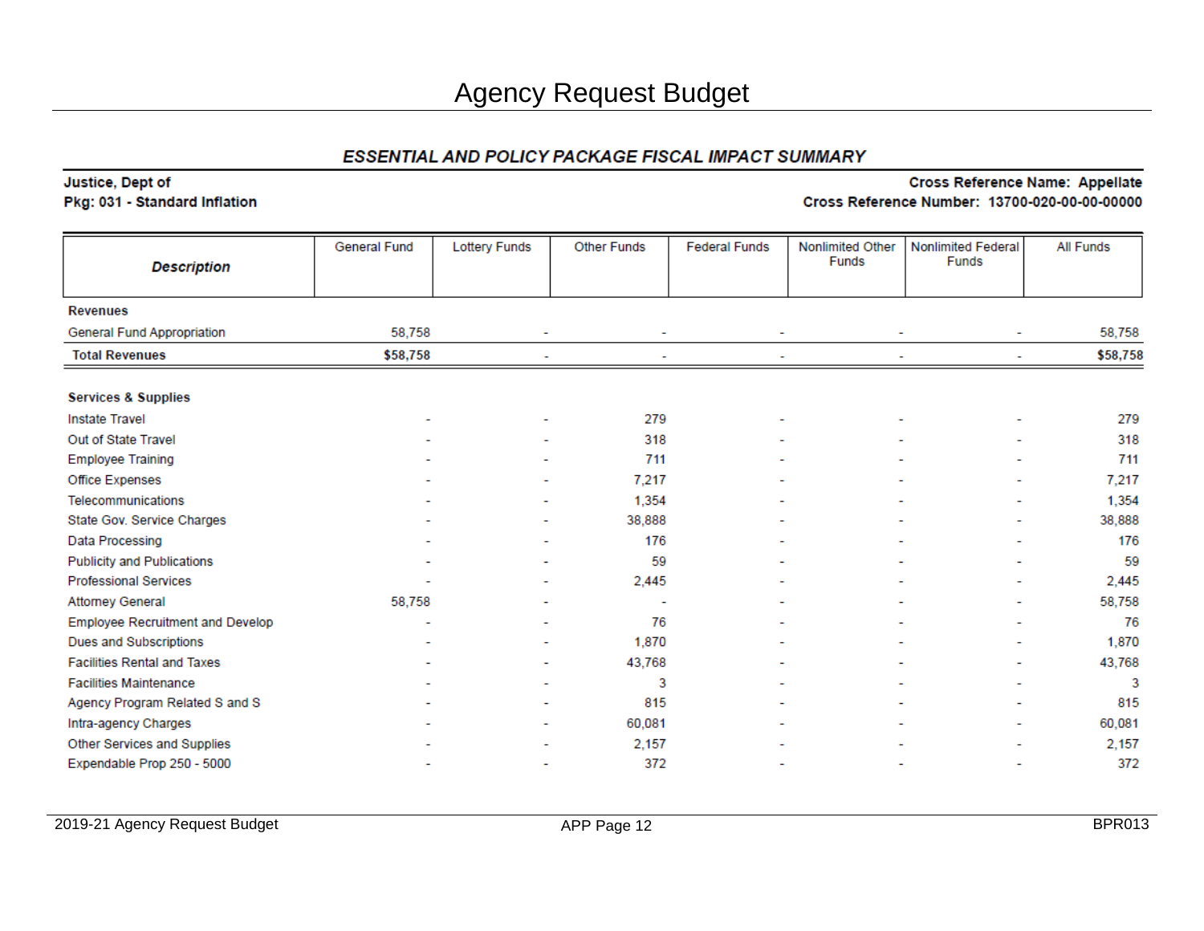# Agency Request Budget

## *ESSENTIAL AND POLICY PACKAGE FISCAL IMPACT SUMMARY*

**Justice, Dept of**
**Pkg: 031 - Standard Inflation**

**Cross Reference Name: Appellate**
**Cross Reference Number: 13700-020-00-00-00000**

| ***Description*** | General Fund | Lottery Funds | Other Funds | Federal Funds | Nonlimited Other Funds | Nonlimited Federal Funds | All Funds |
|---|---|---|---|---|---|---|---|
| **Revenues** | | | | | | | |
| General Fund Appropriation | 58,758 | - | - | - | - | - | 58,758 |
| **Total Revenues** | **$58,758** | - | - | - | - | - | **$58,758** |
| | | | | | | | |
| **Services & Supplies** | | | | | | | |
| Instate Travel | - | - | 279 | - | - | - | 279 |
| Out of State Travel | - | - | 318 | - | - | - | 318 |
| Employee Training | - | - | 711 | - | - | - | 711 |
| Office Expenses | - | - | 7,217 | - | - | - | 7,217 |
| Telecommunications | - | - | 1,354 | - | - | - | 1,354 |
| State Gov. Service Charges | - | - | 38,888 | - | - | - | 38,888 |
| Data Processing | - | - | 176 | - | - | - | 176 |
| Publicity and Publications | - | - | 59 | - | - | - | 59 |
| Professional Services | - | - | 2,445 | - | - | - | 2,445 |
| Attorney General | 58,758 | - | - | - | - | - | 58,758 |
| Employee Recruitment and Develop | - | - | 76 | - | - | - | 76 |
| Dues and Subscriptions | - | - | 1,870 | - | - | - | 1,870 |
| Facilities Rental and Taxes | - | - | 43,768 | - | - | - | 43,768 |
| Facilities Maintenance | - | - | 3 | - | - | - | 3 |
| Agency Program Related S and S | - | - | 815 | - | - | - | 815 |
| Intra-agency Charges | - | - | 60,081 | - | - | - | 60,081 |
| Other Services and Supplies | - | - | 2,157 | - | - | - | 2,157 |
| Expendable Prop 250 - 5000 | - | - | 372 | - | - | - | 372 |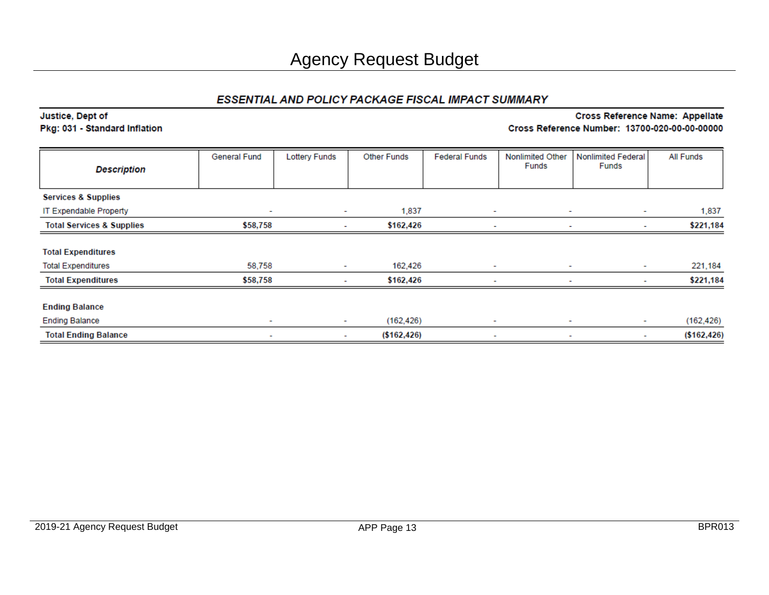# Agency Request Budget

## ESSENTIAL AND POLICY PACKAGE FISCAL IMPACT SUMMARY

**Justice, Dept of**
**Pkg: 031 - Standard Inflation**

**Cross Reference Name: Appellate**
**Cross Reference Number: 13700-020-00-00-00000**

| Description | General Fund | Lottery Funds | Other Funds | Federal Funds | Nonlimited Other Funds | Nonlimited Federal Funds | All Funds |
|---|---|---|---|---|---|---|---|
| **Services & Supplies** | | | | | | | |
| IT Expendable Property | - | - | 1,837 | - | - | - | 1,837 |
| **Total Services & Supplies** | **$58,758** | - | **$162,426** | - | - | - | **$221,184** |
| **Total Expenditures** | | | | | | | |
| Total Expenditures | 58,758 | - | 162,426 | - | - | - | 221,184 |
| **Total Expenditures** | **$58,758** | - | **$162,426** | - | - | - | **$221,184** |
| **Ending Balance** | | | | | | | |
| Ending Balance | - | - | (162,426) | - | - | - | (162,426) |
| **Total Ending Balance** | - | - | **($162,426)** | - | - | - | **($162,426)** |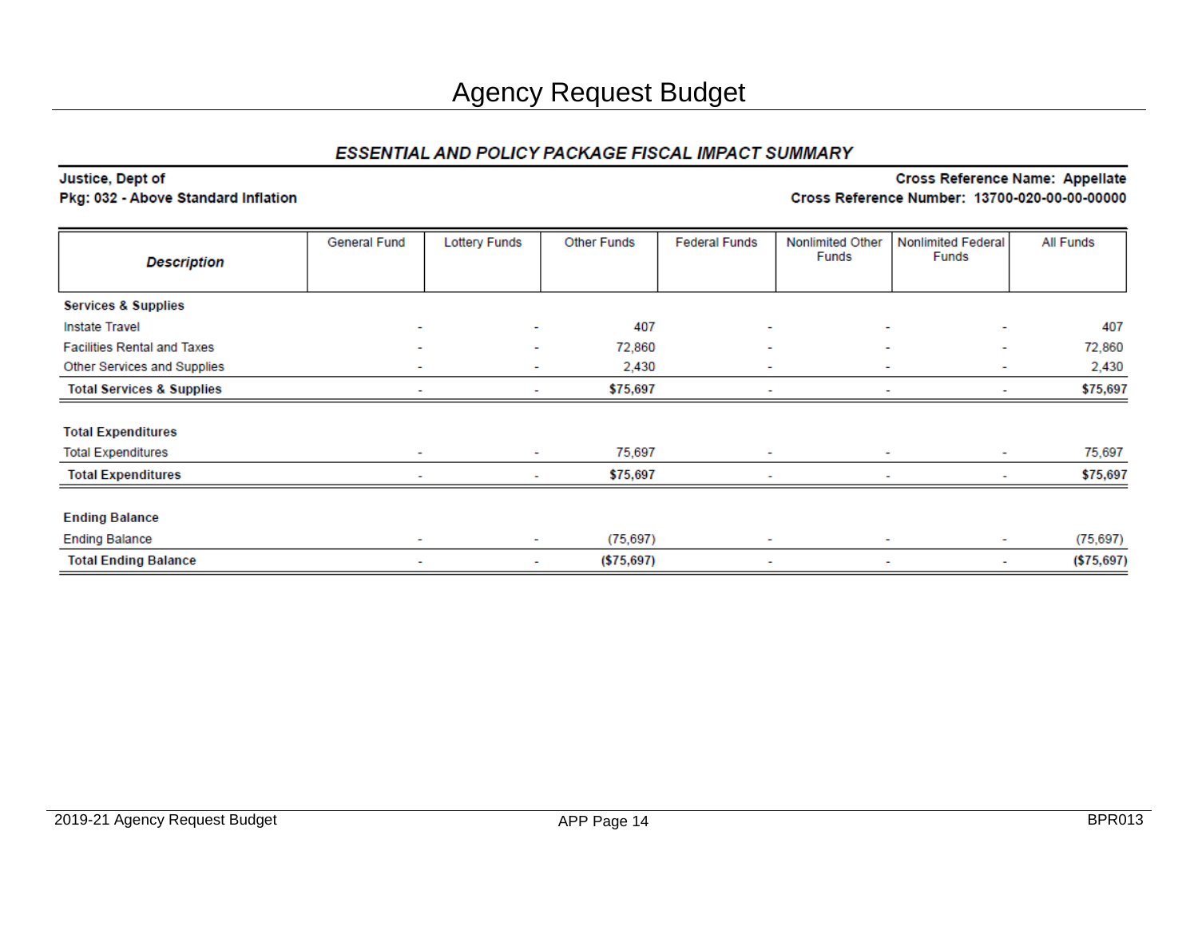# Agency Request Budget

## ESSENTIAL AND POLICY PACKAGE FISCAL IMPACT SUMMARY

**Justice, Dept of**
**Pkg: 032 - Above Standard Inflation**

**Cross Reference Name: Appellate**
**Cross Reference Number: 13700-020-00-00-00000**

| Description | General Fund | Lottery Funds | Other Funds | Federal Funds | Nonlimited Other Funds | Nonlimited Federal Funds | All Funds |
|---|---|---|---|---|---|---|---|
| **Services & Supplies** | | | | | | | |
| Instate Travel | - | - | 407 | - | - | - | 407 |
| Facilities Rental and Taxes | - | - | 72,860 | - | - | - | 72,860 |
| Other Services and Supplies | - | - | 2,430 | - | - | - | 2,430 |
| **Total Services & Supplies** | - | - | **$75,697** | - | - | - | **$75,697** |
| **Total Expenditures** | | | | | | | |
| Total Expenditures | - | - | 75,697 | - | - | - | 75,697 |
| **Total Expenditures** | - | - | **$75,697** | - | - | - | **$75,697** |
| **Ending Balance** | | | | | | | |
| Ending Balance | - | - | (75,697) | - | - | - | (75,697) |
| **Total Ending Balance** | - | - | **($75,697)** | - | - | - | **($75,697)** |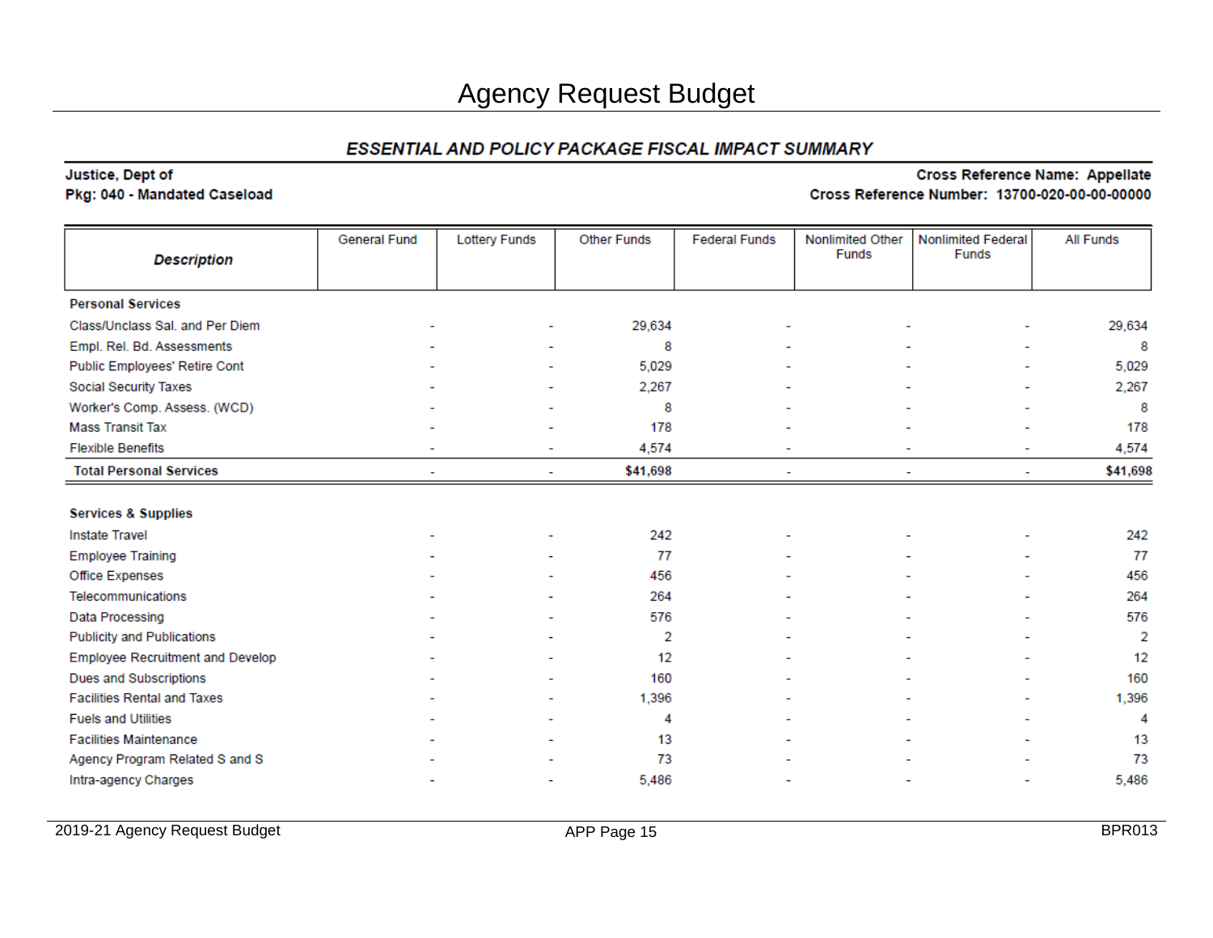# Agency Request Budget

## ESSENTIAL AND POLICY PACKAGE FISCAL IMPACT SUMMARY

**Justice, Dept of**
**Pkg: 040 - Mandated Caseload**

**Cross Reference Name: Appellate**
**Cross Reference Number: 13700-020-00-00-00000**

| Description | General Fund | Lottery Funds | Other Funds | Federal Funds | Nonlimited Other Funds | Nonlimited Federal Funds | All Funds |
|---|---|---|---|---|---|---|---|
| **Personal Services** | | | | | | | |
| Class/Unclass Sal. and Per Diem | - | - | 29,634 | - | - | - | 29,634 |
| Empl. Rel. Bd. Assessments | - | - | 8 | - | - | - | 8 |
| Public Employees' Retire Cont | - | - | 5,029 | - | - | - | 5,029 |
| Social Security Taxes | - | - | 2,267 | - | - | - | 2,267 |
| Worker's Comp. Assess. (WCD) | - | - | 8 | - | - | - | 8 |
| Mass Transit Tax | - | - | 178 | - | - | - | 178 |
| Flexible Benefits | - | - | 4,574 | - | - | - | 4,574 |
| **Total Personal Services** | - | - | **$41,698** | - | - | - | **$41,698** |
| **Services & Supplies** | | | | | | | |
| Instate Travel | - | - | 242 | - | - | - | 242 |
| Employee Training | - | - | 77 | - | - | - | 77 |
| Office Expenses | - | - | 456 | - | - | - | 456 |
| Telecommunications | - | - | 264 | - | - | - | 264 |
| Data Processing | - | - | 576 | - | - | - | 576 |
| Publicity and Publications | - | - | 2 | - | - | - | 2 |
| Employee Recruitment and Develop | - | - | 12 | - | - | - | 12 |
| Dues and Subscriptions | - | - | 160 | - | - | - | 160 |
| Facilities Rental and Taxes | - | - | 1,396 | - | - | - | 1,396 |
| Fuels and Utilities | - | - | 4 | - | - | - | 4 |
| Facilities Maintenance | - | - | 13 | - | - | - | 13 |
| Agency Program Related S and S | - | - | 73 | - | - | - | 73 |
| Intra-agency Charges | - | - | 5,486 | - | - | - | 5,486 |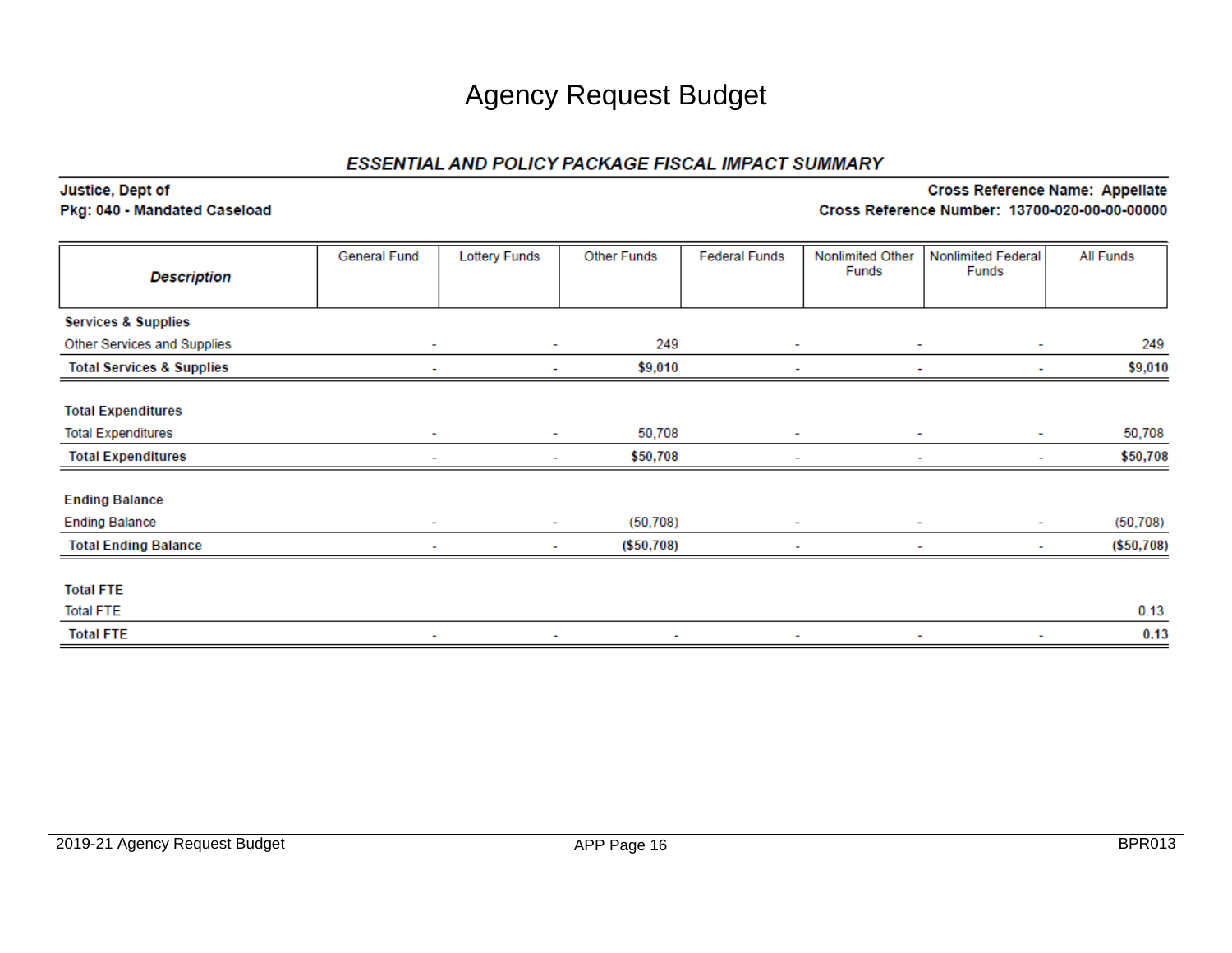# Agency Request Budget

## ESSENTIAL AND POLICY PACKAGE FISCAL IMPACT SUMMARY

**Justice, Dept of** — **Cross Reference Name: Appellate**

**Pkg: 040 - Mandated Caseload** — **Cross Reference Number: 13700-020-00-00-00000**

| Description | General Fund | Lottery Funds | Other Funds | Federal Funds | Nonlimited Other Funds | Nonlimited Federal Funds | All Funds |
|---|---|---|---|---|---|---|---|
| **Services & Supplies** | | | | | | | |
| Other Services and Supplies | - | - | 249 | - | - | - | 249 |
| **Total Services & Supplies** | - | - | **$9,010** | - | - | - | **$9,010** |
| **Total Expenditures** | | | | | | | |
| Total Expenditures | - | - | 50,708 | - | - | - | 50,708 |
| **Total Expenditures** | - | - | **$50,708** | - | - | - | **$50,708** |
| **Ending Balance** | | | | | | | |
| Ending Balance | - | - | (50,708) | - | - | - | (50,708) |
| **Total Ending Balance** | - | - | **($50,708)** | - | - | - | **($50,708)** |
| **Total FTE** | | | | | | | |
| Total FTE | | | | | | | 0.13 |
| **Total FTE** | - | - | - | - | - | - | **0.13** |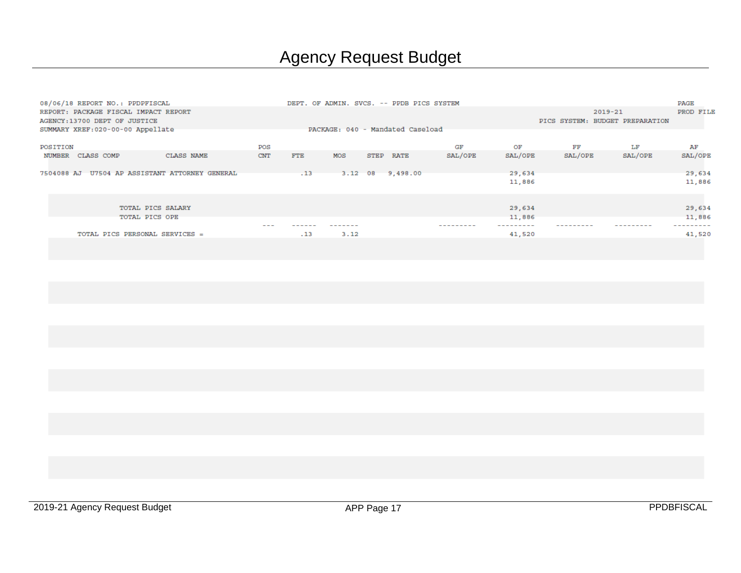# Agency Request Budget

08/06/18 REPORT NO.: PPDPFISCAL — DEPT. OF ADMIN. SVCS. -- PPDB PICS SYSTEM — PAGE

REPORT: PACKAGE FISCAL IMPACT REPORT — 2019-21 — PROD FILE

AGENCY:13700 DEPT OF JUSTICE — PICS SYSTEM: BUDGET PREPARATION

SUMMARY XREF:020-00-00 Appellate — PACKAGE: 040 - Mandated Caseload

| POSITION NUMBER | CLASS COMP | CLASS NAME | POS CNT | FTE | MOS | STEP | RATE | GF SAL/OPE | OF SAL/OPE | FF SAL/OPE | LF SAL/OPE | AF SAL/OPE |
|---|---|---|---|---|---|---|---|---|---|---|---|---|
| 7504088 AJ | U7504 AP | ASSISTANT ATTORNEY GENERAL | | .13 | 3.12 | 08 | 9,498.00 | | 29,634 | | | 29,634 |
| | | | | | | | | | 11,886 | | | 11,886 |
| | | TOTAL PICS SALARY | | | | | | | 29,634 | | | 29,634 |
| | | TOTAL PICS OPE | | | | | | | 11,886 | | | 11,886 |
| | | TOTAL PICS PERSONAL SERVICES = | | .13 | 3.12 | | | | 41,520 | | | 41,520 |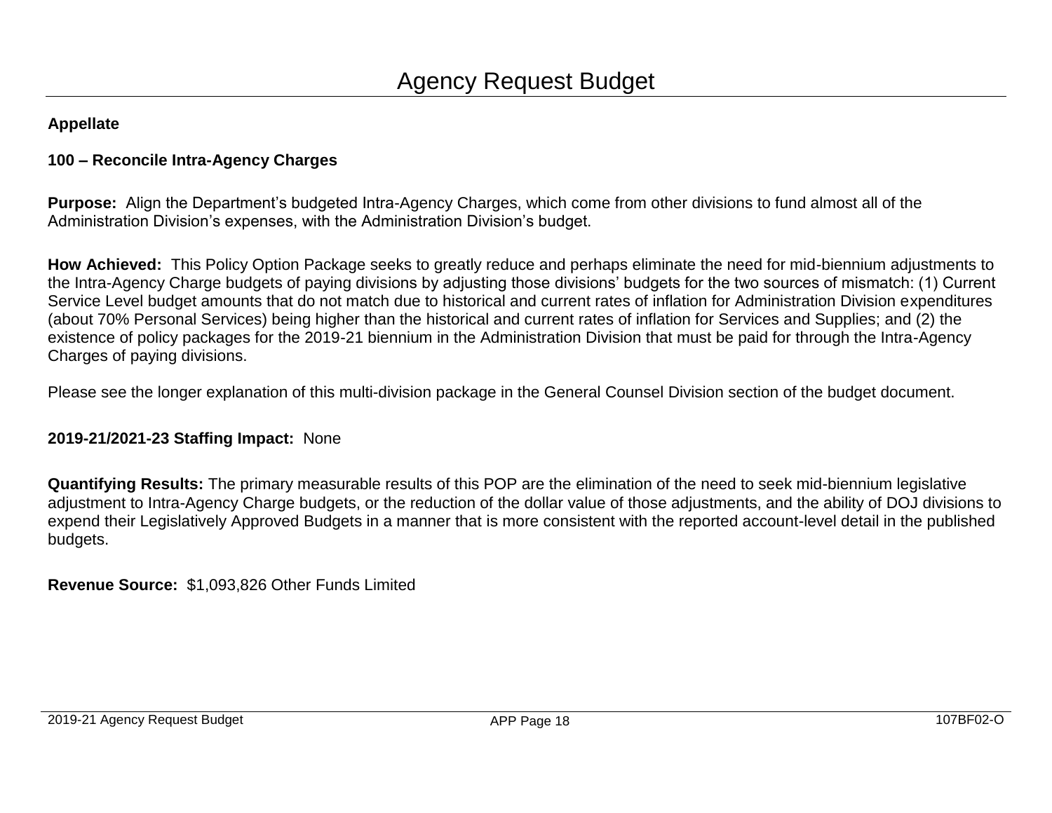# Agency Request Budget

**Appellate**

**100 – Reconcile Intra-Agency Charges**

**Purpose:** Align the Department's budgeted Intra-Agency Charges, which come from other divisions to fund almost all of the Administration Division's expenses, with the Administration Division's budget.

**How Achieved:** This Policy Option Package seeks to greatly reduce and perhaps eliminate the need for mid-biennium adjustments to the Intra-Agency Charge budgets of paying divisions by adjusting those divisions' budgets for the two sources of mismatch: (1) Current Service Level budget amounts that do not match due to historical and current rates of inflation for Administration Division expenditures (about 70% Personal Services) being higher than the historical and current rates of inflation for Services and Supplies; and (2) the existence of policy packages for the 2019-21 biennium in the Administration Division that must be paid for through the Intra-Agency Charges of paying divisions.

Please see the longer explanation of this multi-division package in the General Counsel Division section of the budget document.

**2019-21/2021-23 Staffing Impact:** None

**Quantifying Results:** The primary measurable results of this POP are the elimination of the need to seek mid-biennium legislative adjustment to Intra-Agency Charge budgets, or the reduction of the dollar value of those adjustments, and the ability of DOJ divisions to expend their Legislatively Approved Budgets in a manner that is more consistent with the reported account-level detail in the published budgets.

**Revenue Source:** $1,093,826 Other Funds Limited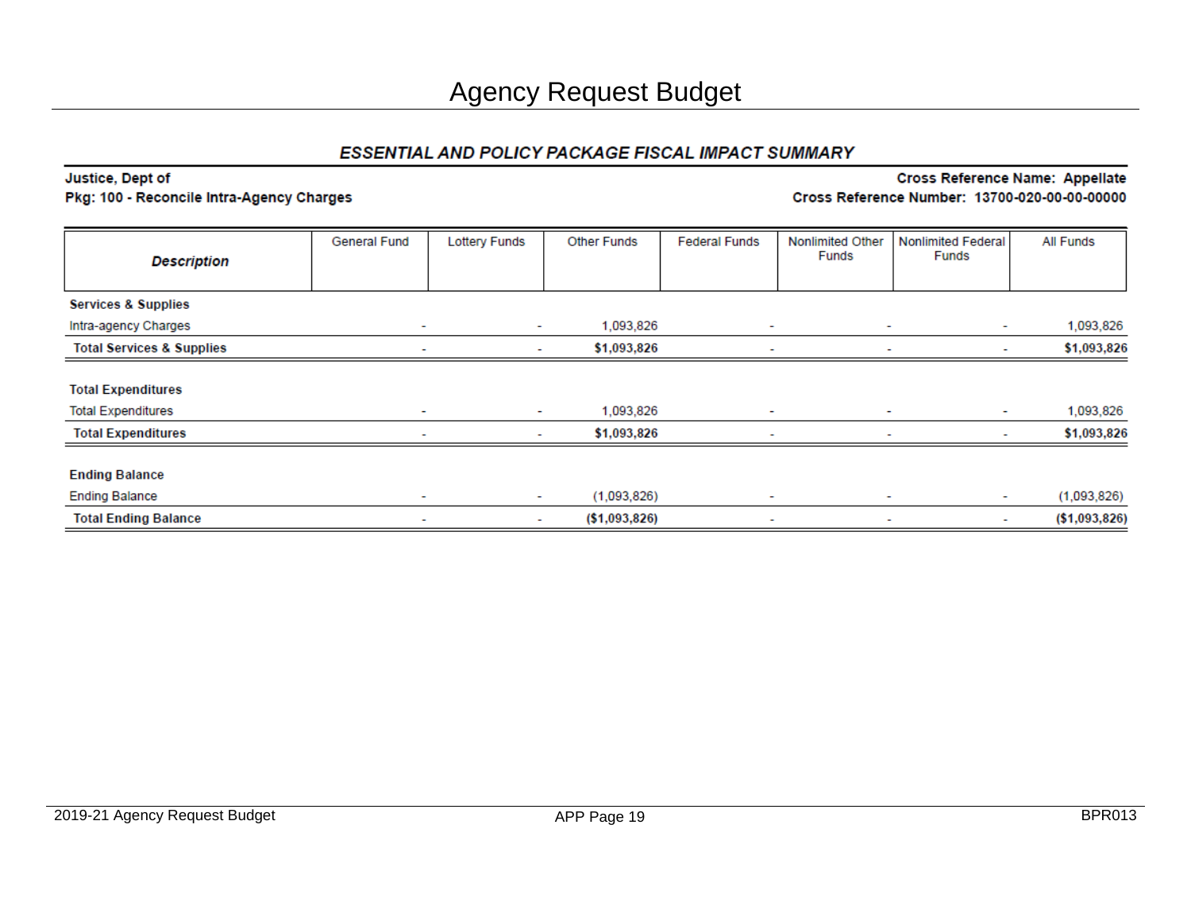# Agency Request Budget

## ESSENTIAL AND POLICY PACKAGE FISCAL IMPACT SUMMARY

**Justice, Dept of**
**Pkg: 100 - Reconcile Intra-Agency Charges**

**Cross Reference Name: Appellate**
**Cross Reference Number: 13700-020-00-00-00000**

| Description | General Fund | Lottery Funds | Other Funds | Federal Funds | Nonlimited Other Funds | Nonlimited Federal Funds | All Funds |
|---|---|---|---|---|---|---|---|
| **Services & Supplies** | | | | | | | |
| Intra-agency Charges | - | - | 1,093,826 | - | - | - | 1,093,826 |
| **Total Services & Supplies** | - | - | **$1,093,826** | - | - | - | **$1,093,826** |
| **Total Expenditures** | | | | | | | |
| Total Expenditures | - | - | 1,093,826 | - | - | - | 1,093,826 |
| **Total Expenditures** | - | - | **$1,093,826** | - | - | - | **$1,093,826** |
| **Ending Balance** | | | | | | | |
| Ending Balance | - | - | (1,093,826) | - | - | - | (1,093,826) |
| **Total Ending Balance** | - | - | **($1,093,826)** | - | - | - | **($1,093,826)** |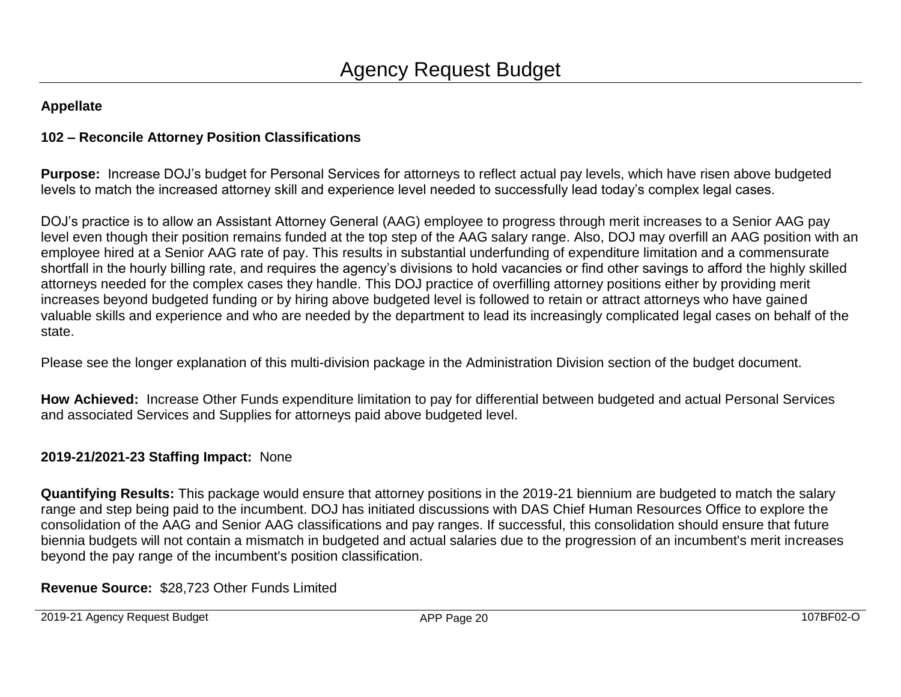# Agency Request Budget

**Appellate**

**102 – Reconcile Attorney Position Classifications**

**Purpose:** Increase DOJ's budget for Personal Services for attorneys to reflect actual pay levels, which have risen above budgeted levels to match the increased attorney skill and experience level needed to successfully lead today's complex legal cases.

DOJ's practice is to allow an Assistant Attorney General (AAG) employee to progress through merit increases to a Senior AAG pay level even though their position remains funded at the top step of the AAG salary range. Also, DOJ may overfill an AAG position with an employee hired at a Senior AAG rate of pay. This results in substantial underfunding of expenditure limitation and a commensurate shortfall in the hourly billing rate, and requires the agency's divisions to hold vacancies or find other savings to afford the highly skilled attorneys needed for the complex cases they handle. This DOJ practice of overfilling attorney positions either by providing merit increases beyond budgeted funding or by hiring above budgeted level is followed to retain or attract attorneys who have gained valuable skills and experience and who are needed by the department to lead its increasingly complicated legal cases on behalf of the state.

Please see the longer explanation of this multi-division package in the Administration Division section of the budget document.

**How Achieved:** Increase Other Funds expenditure limitation to pay for differential between budgeted and actual Personal Services and associated Services and Supplies for attorneys paid above budgeted level.

**2019-21/2021-23 Staffing Impact:** None

**Quantifying Results:** This package would ensure that attorney positions in the 2019-21 biennium are budgeted to match the salary range and step being paid to the incumbent. DOJ has initiated discussions with DAS Chief Human Resources Office to explore the consolidation of the AAG and Senior AAG classifications and pay ranges. If successful, this consolidation should ensure that future biennia budgets will not contain a mismatch in budgeted and actual salaries due to the progression of an incumbent's merit increases beyond the pay range of the incumbent's position classification.

**Revenue Source:** $28,723 Other Funds Limited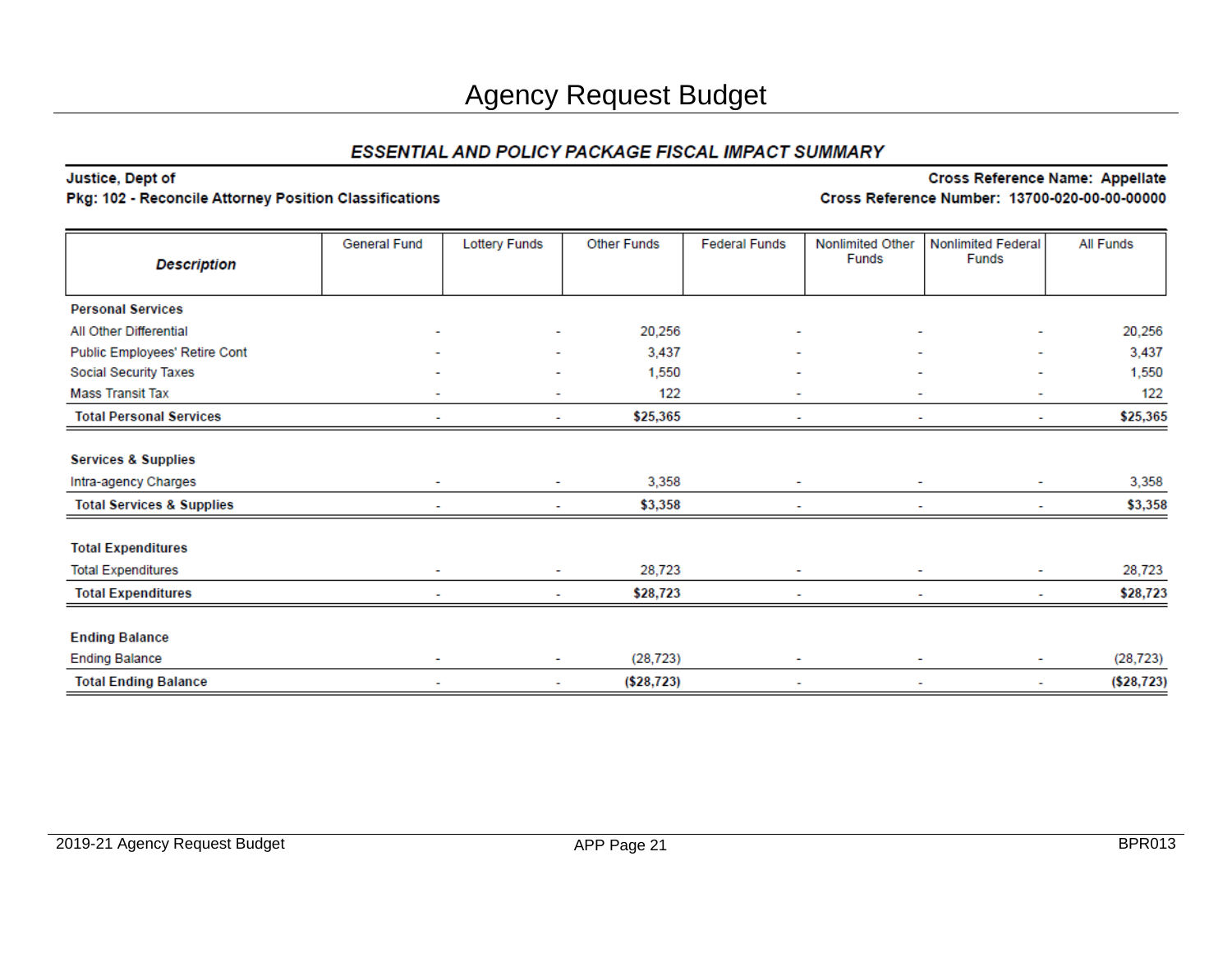# Agency Request Budget

## ESSENTIAL AND POLICY PACKAGE FISCAL IMPACT SUMMARY

**Justice, Dept of**
**Pkg: 102 - Reconcile Attorney Position Classifications**

**Cross Reference Name: Appellate**
**Cross Reference Number: 13700-020-00-00-00000**

| Description | General Fund | Lottery Funds | Other Funds | Federal Funds | Nonlimited Other Funds | Nonlimited Federal Funds | All Funds |
|---|---|---|---|---|---|---|---|
| **Personal Services** | | | | | | | |
| All Other Differential | - | - | 20,256 | - | - | - | 20,256 |
| Public Employees' Retire Cont | - | - | 3,437 | - | - | - | 3,437 |
| Social Security Taxes | - | - | 1,550 | - | - | - | 1,550 |
| Mass Transit Tax | - | - | 122 | - | - | - | 122 |
| **Total Personal Services** | - | - | **$25,365** | - | - | - | **$25,365** |
| **Services & Supplies** | | | | | | | |
| Intra-agency Charges | - | - | 3,358 | - | - | - | 3,358 |
| **Total Services & Supplies** | - | - | **$3,358** | - | - | - | **$3,358** |
| **Total Expenditures** | | | | | | | |
| Total Expenditures | - | - | 28,723 | - | - | - | 28,723 |
| **Total Expenditures** | - | - | **$28,723** | - | - | - | **$28,723** |
| **Ending Balance** | | | | | | | |
| Ending Balance | - | - | (28,723) | - | - | - | (28,723) |
| **Total Ending Balance** | - | - | **($28,723)** | - | - | - | **($28,723)** |

2019-21 Agency Request Budget | APP Page 21 | BPR013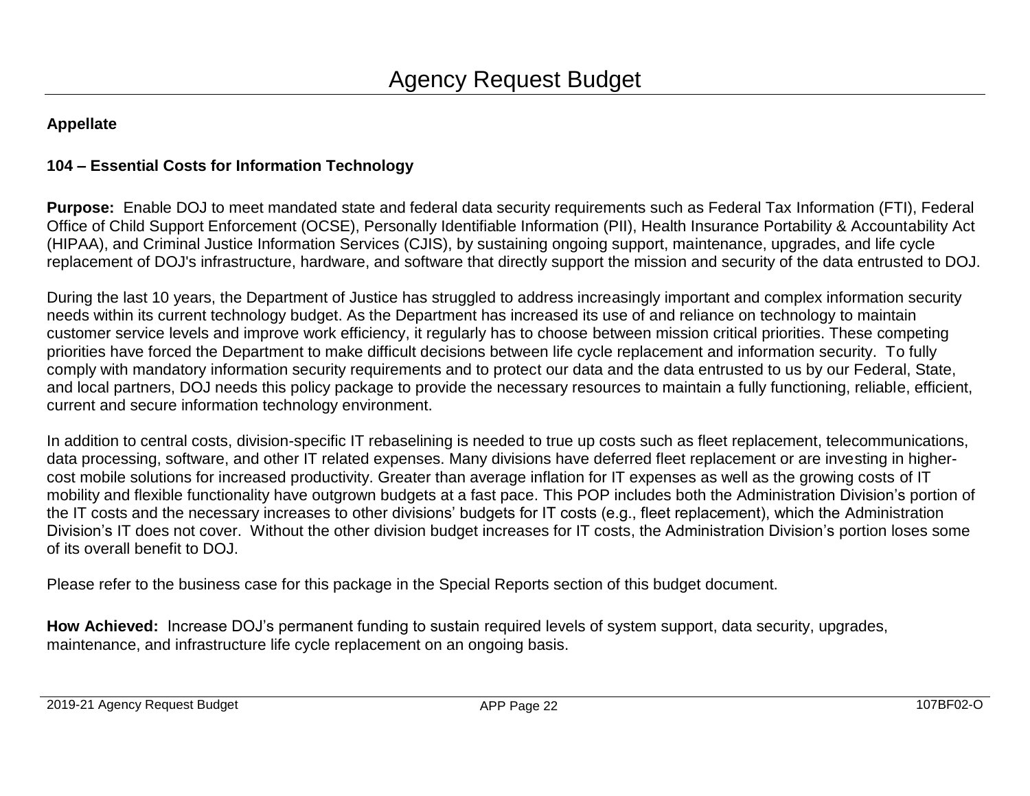# Agency Request Budget

**Appellate**

**104 – Essential Costs for Information Technology**

**Purpose:** Enable DOJ to meet mandated state and federal data security requirements such as Federal Tax Information (FTI), Federal Office of Child Support Enforcement (OCSE), Personally Identifiable Information (PII), Health Insurance Portability & Accountability Act (HIPAA), and Criminal Justice Information Services (CJIS), by sustaining ongoing support, maintenance, upgrades, and life cycle replacement of DOJ's infrastructure, hardware, and software that directly support the mission and security of the data entrusted to DOJ.

During the last 10 years, the Department of Justice has struggled to address increasingly important and complex information security needs within its current technology budget. As the Department has increased its use of and reliance on technology to maintain customer service levels and improve work efficiency, it regularly has to choose between mission critical priorities. These competing priorities have forced the Department to make difficult decisions between life cycle replacement and information security. To fully comply with mandatory information security requirements and to protect our data and the data entrusted to us by our Federal, State, and local partners, DOJ needs this policy package to provide the necessary resources to maintain a fully functioning, reliable, efficient, current and secure information technology environment.

In addition to central costs, division-specific IT rebaselining is needed to true up costs such as fleet replacement, telecommunications, data processing, software, and other IT related expenses. Many divisions have deferred fleet replacement or are investing in higher-cost mobile solutions for increased productivity. Greater than average inflation for IT expenses as well as the growing costs of IT mobility and flexible functionality have outgrown budgets at a fast pace. This POP includes both the Administration Division's portion of the IT costs and the necessary increases to other divisions' budgets for IT costs (e.g., fleet replacement), which the Administration Division's IT does not cover. Without the other division budget increases for IT costs, the Administration Division's portion loses some of its overall benefit to DOJ.

Please refer to the business case for this package in the Special Reports section of this budget document.

**How Achieved:** Increase DOJ's permanent funding to sustain required levels of system support, data security, upgrades, maintenance, and infrastructure life cycle replacement on an ongoing basis.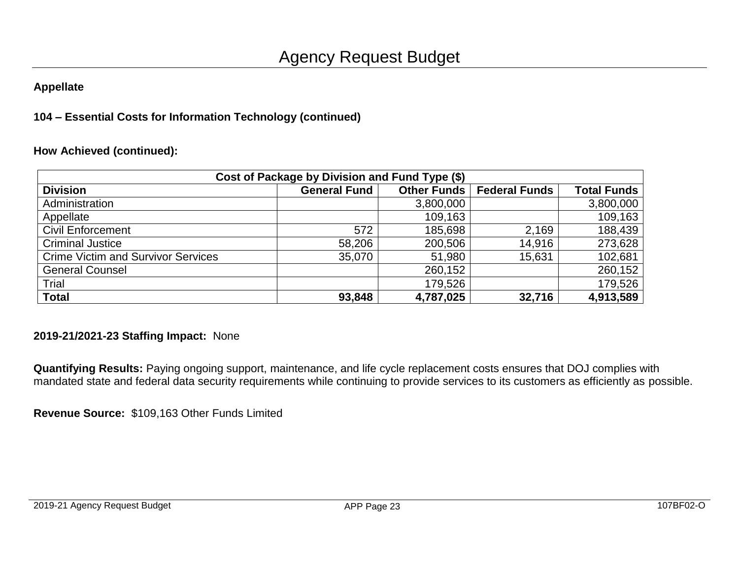# Agency Request Budget

**Appellate**

**104 – Essential Costs for Information Technology (continued)**

**How Achieved (continued):**

| Cost of Package by Division and Fund Type ($) | | | | |
|---|---|---|---|---|
| **Division** | **General Fund** | **Other Funds** | **Federal Funds** | **Total Funds** |
| Administration | | 3,800,000 | | 3,800,000 |
| Appellate | | 109,163 | | 109,163 |
| Civil Enforcement | 572 | 185,698 | 2,169 | 188,439 |
| Criminal Justice | 58,206 | 200,506 | 14,916 | 273,628 |
| Crime Victim and Survivor Services | 35,070 | 51,980 | 15,631 | 102,681 |
| General Counsel | | 260,152 | | 260,152 |
| Trial | | 179,526 | | 179,526 |
| **Total** | **93,848** | **4,787,025** | **32,716** | **4,913,589** |

**2019-21/2021-23 Staffing Impact:** None

**Quantifying Results:** Paying ongoing support, maintenance, and life cycle replacement costs ensures that DOJ complies with mandated state and federal data security requirements while continuing to provide services to its customers as efficiently as possible.

**Revenue Source:** $109,163 Other Funds Limited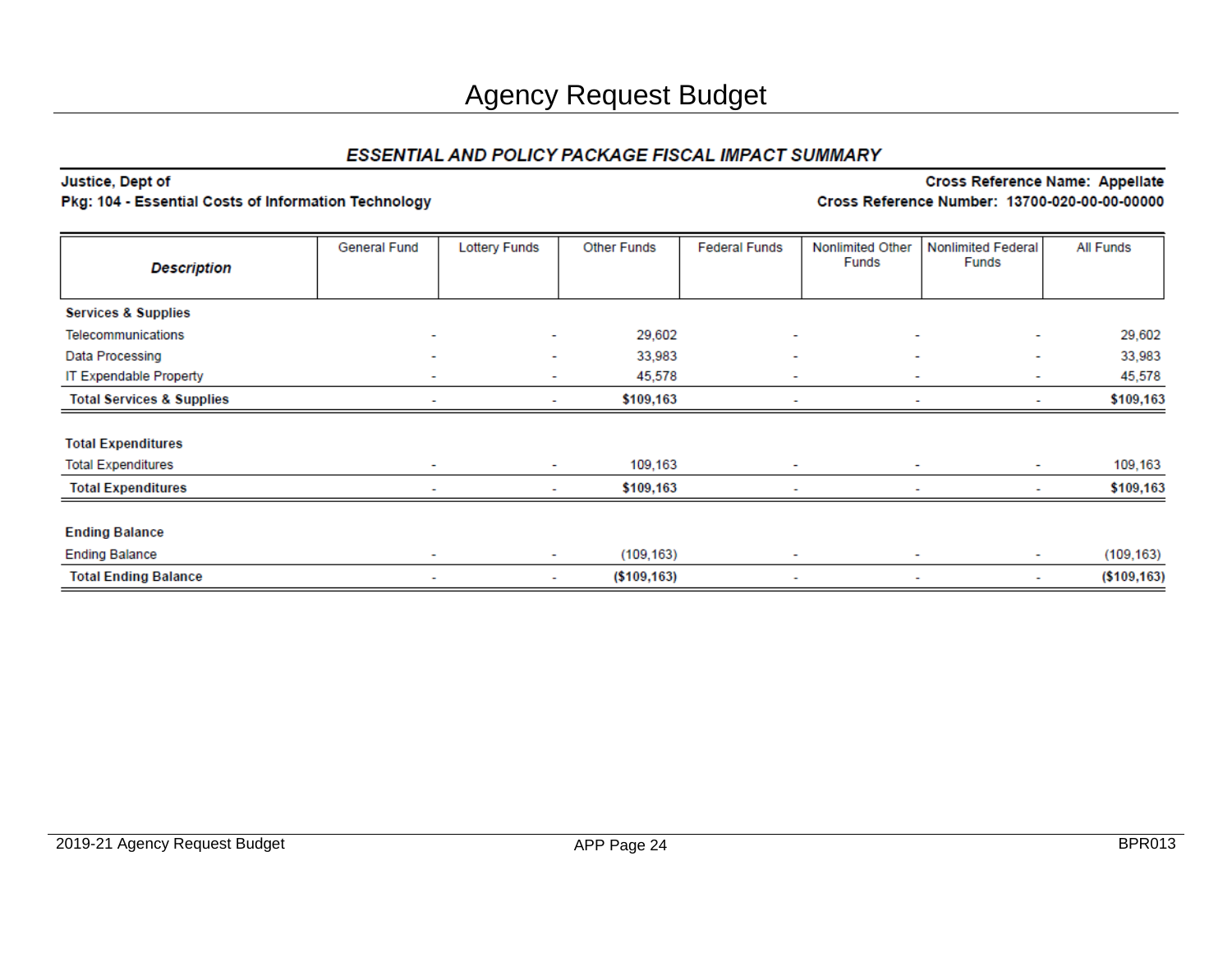# Agency Request Budget

## *ESSENTIAL AND POLICY PACKAGE FISCAL IMPACT SUMMARY*

**Justice, Dept of** | **Cross Reference Name: Appellate**
**Pkg: 104 - Essential Costs of Information Technology** | **Cross Reference Number: 13700-020-00-00-00000**

| *Description* | General Fund | Lottery Funds | Other Funds | Federal Funds | Nonlimited Other Funds | Nonlimited Federal Funds | All Funds |
|---|---|---|---|---|---|---|---|
| **Services & Supplies** | | | | | | | |
| Telecommunications | - | - | 29,602 | - | - | - | 29,602 |
| Data Processing | - | - | 33,983 | - | - | - | 33,983 |
| IT Expendable Property | - | - | 45,578 | - | - | - | 45,578 |
| **Total Services & Supplies** | - | - | **$109,163** | - | - | - | **$109,163** |
| **Total Expenditures** | | | | | | | |
| Total Expenditures | - | - | 109,163 | - | - | - | 109,163 |
| **Total Expenditures** | - | - | **$109,163** | - | - | - | **$109,163** |
| **Ending Balance** | | | | | | | |
| Ending Balance | - | - | (109,163) | - | - | - | (109,163) |
| **Total Ending Balance** | - | - | **($109,163)** | - | - | - | **($109,163)** |

2019-21 Agency Request Budget | APP Page 24 | BPR013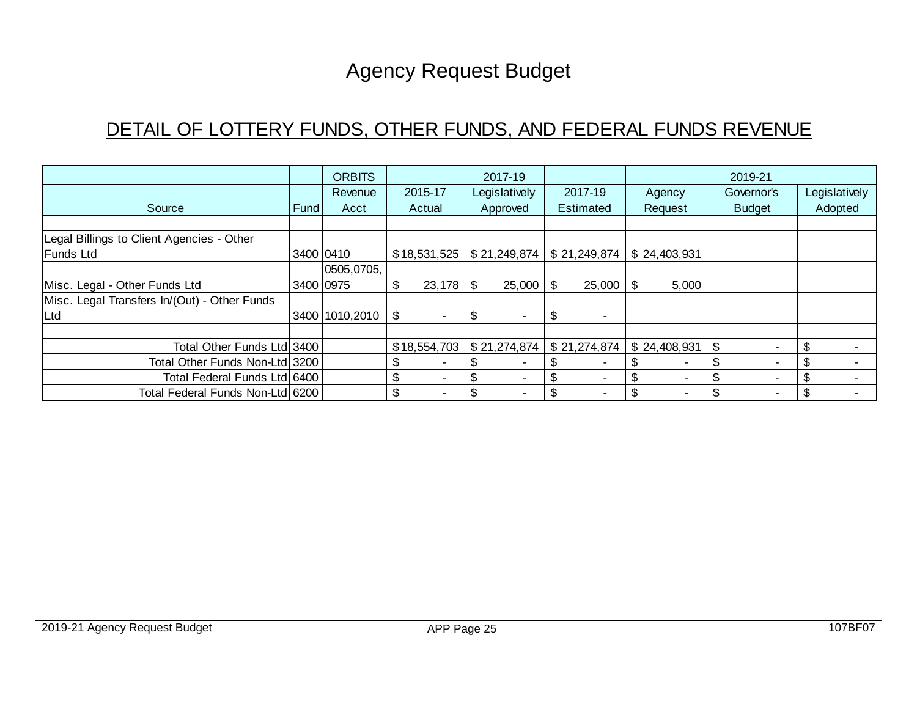# Agency Request Budget

## DETAIL OF LOTTERY FUNDS, OTHER FUNDS, AND FEDERAL FUNDS REVENUE

| Source | Fund | ORBITS Revenue Acct | 2015-17 Actual | 2017-19 Legislatively Approved | 2017-19 Estimated | 2019-21 Agency Request | 2019-21 Governor's Budget | 2019-21 Legislatively Adopted |
|---|---|---|---|---|---|---|---|---|
| | | | | | | | | |
| Legal Billings to Client Agencies - Other Funds Ltd | 3400 | 0410 | $18,531,525 | $ 21,249,874 | $ 21,249,874 | $ 24,403,931 | | |
| Misc. Legal - Other Funds Ltd | 3400 | 0505,0705, 0975 | $ 23,178 | $ 25,000 | $ 25,000 | $ 5,000 | | |
| Misc. Legal Transfers In/(Out) - Other Funds Ltd | 3400 | 1010,2010 | $ - | $ - | $ - | | | |
| | | | | | | | | |
| Total Other Funds Ltd | 3400 | | $18,554,703 | $ 21,274,874 | $ 21,274,874 | $ 24,408,931 | $ - | $ - |
| Total Other Funds Non-Ltd | 3200 | | $ - | $ - | $ - | $ - | $ - | $ - |
| Total Federal Funds Ltd | 6400 | | $ - | $ - | $ - | $ - | $ - | $ - |
| Total Federal Funds Non-Ltd | 6200 | | $ - | $ - | $ - | $ - | $ - | $ - |

107BF07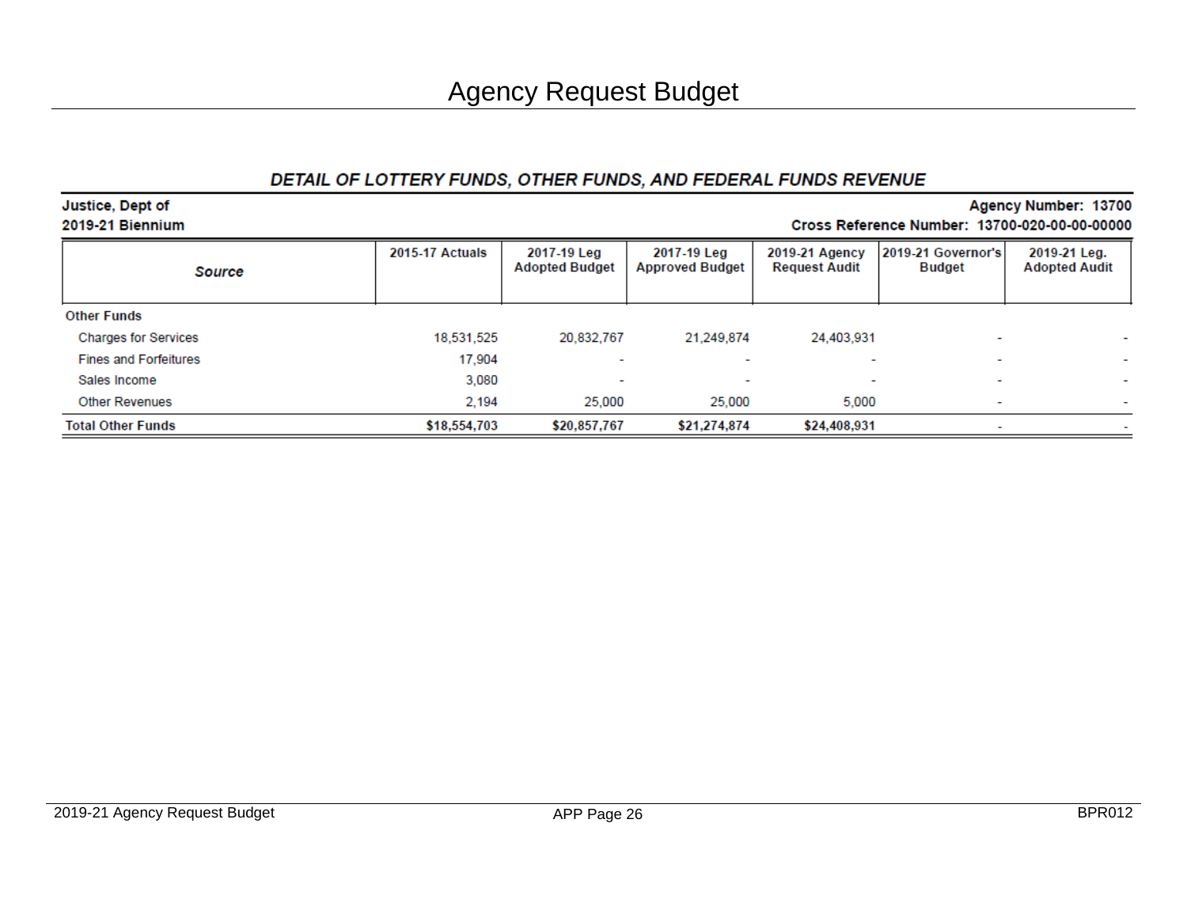# Agency Request Budget

## DETAIL OF LOTTERY FUNDS, OTHER FUNDS, AND FEDERAL FUNDS REVENUE

**Justice, Dept of** — **Agency Number: 13700**

**2019-21 Biennium** — **Cross Reference Number: 13700-020-00-00-00000**

| Source | 2015-17 Actuals | 2017-19 Leg Adopted Budget | 2017-19 Leg Approved Budget | 2019-21 Agency Request Audit | 2019-21 Governor's Budget | 2019-21 Leg. Adopted Audit |
|---|---|---|---|---|---|---|
| **Other Funds** | | | | | | |
| Charges for Services | 18,531,525 | 20,832,767 | 21,249,874 | 24,403,931 | - | - |
| Fines and Forfeitures | 17,904 | - | - | - | - | - |
| Sales Income | 3,080 | - | - | - | - | - |
| Other Revenues | 2,194 | 25,000 | 25,000 | 5,000 | - | - |
| **Total Other Funds** | **$18,554,703** | **$20,857,767** | **$21,274,874** | **$24,408,931** | - | - |